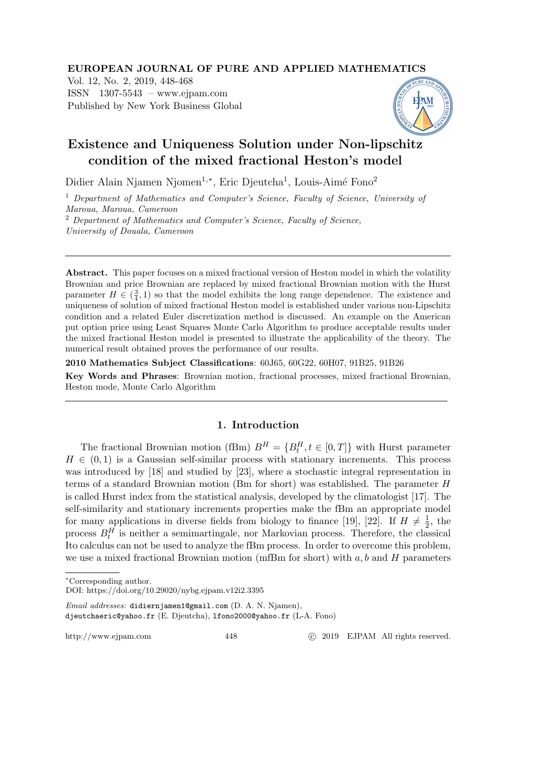EUROPEAN JOURNAL OF PURE AND APPLIED MATHEMATICS
Vol. 12, No. 2, 2019, 448-468
ISSN 1307-5543 – www.ejpam.com
Published by New York Business Global

# Existence and Uniqueness Solution under Non-lipschitz condition of the mixed fractional Heston's model

Didier Alain Njamen Njomen[1,*], Eric Djeutcha[1], Louis-Aimé Fono[2]

[1] *Department of Mathematics and Computer's Science, Faculty of Science, University of Maroua, Maroua, Cameroon*

[2] *Department of Mathematics and Computer's Science, Faculty of Science, University of Douala, Cameroon*

---

**Abstract.** This paper focuses on a mixed fractional version of Heston model in which the volatility Brownian and price Brownian are replaced by mixed fractional Brownian motion with the Hurst parameter $H \in (\frac{3}{4}, 1)$ so that the model exhibits the long range dependence. The existence and uniqueness of solution of mixed fractional Heston model is established under various non-Lipschitz condition and a related Euler discretization method is discussed. An example on the American put option price using Least Squares Monte Carlo Algorithm to produce acceptable results under the mixed fractional Heston model is presented to illustrate the applicability of the theory. The numerical result obtained proves the performance of our results.

**2010 Mathematics Subject Classifications**: 60J65, 60G22, 60H07, 91B25, 91B26

**Key Words and Phrases**: Brownian motion, fractional processes, mixed fractional Brownian, Heston mode, Monte Carlo Algorithm

---

## 1. Introduction

The fractional Brownian motion (fBm) $B^H = \{B^H_t, t \in [0,T]\}$ with Hurst parameter $H \in (0,1)$ is a Gaussian self-similar process with stationary increments. This process was introduced by [18] and studied by [23], where a stochastic integral representation in terms of a standard Brownian motion (Bm for short) was established. The parameter $H$ is called Hurst index from the statistical analysis, developed by the climatologist [17]. The self-similarity and stationary increments properties make the fBm an appropriate model for many applications in diverse fields from biology to finance [19], [22]. If $H \neq \frac{1}{2}$, the process $B^H_t$ is neither a semimartingale, nor Markovian process. Therefore, the classical Ito calculus can not be used to analyze the fBm process. In order to overcome this problem, we use a mixed fractional Brownian motion (mfBm for short) with $a, b$ and $H$ parameters

---

*Corresponding author.

DOI: https://doi.org/10.29020/nybg.ejpam.v12i2.3395

*Email addresses:* didiernjamen1@gmail.com (D. A. N. Njamen), djeutchaeric@yahoo.fr (E. Djeutcha), lfono2000@yahoo.fr (L-A. Fono)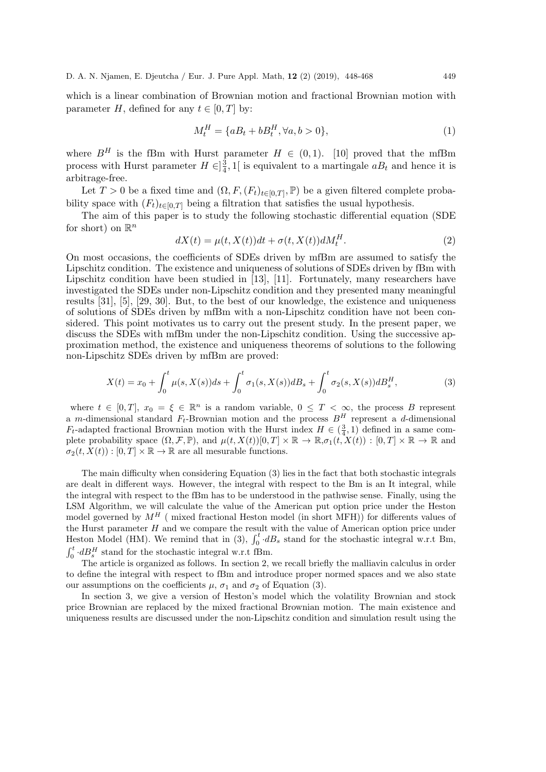which is a linear combination of Brownian motion and fractional Brownian motion with parameter $H$, defined for any $t \in [0, T]$ by:

$$M_t^H = \{aB_t + bB_t^H, \forall a, b > 0\}, \tag{1}$$

where $B^H$ is the fBm with Hurst parameter $H \in (0, 1)$. [10] proved that the mfBm process with Hurst parameter $H \in ]\frac{3}{4}, 1[$ is equivalent to a martingale $aB_t$ and hence it is arbitrage-free.

Let $T > 0$ be a fixed time and $(\Omega, F, (F_t)_{t \in [0,T]}, \mathbb{P})$ be a given filtered complete probability space with $(F_t)_{t \in [0,T]}$ being a filtration that satisfies the usual hypothesis.

The aim of this paper is to study the following stochastic differential equation (SDE for short) on $\mathbb{R}^n$

$$dX(t) = \mu(t, X(t))dt + \sigma(t, X(t))dM_t^H. \tag{2}$$

On most occasions, the coefficients of SDEs driven by mfBm are assumed to satisfy the Lipschitz condition. The existence and uniqueness of solutions of SDEs driven by fBm with Lipschitz condition have been studied in [13], [11]. Fortunately, many researchers have investigated the SDEs under non-Lipschitz condition and they presented many meaningful results [31], [5], [29, 30]. But, to the best of our knowledge, the existence and uniqueness of solutions of SDEs driven by mfBm with a non-Lipschitz condition have not been considered. This point motivates us to carry out the present study. In the present paper, we discuss the SDEs with mfBm under the non-Lipschitz condition. Using the successive approximation method, the existence and uniqueness theorems of solutions to the following non-Lipschitz SDEs driven by mfBm are proved:

$$X(t) = x_0 + \int_0^t \mu(s, X(s))ds + \int_0^t \sigma_1(s, X(s))dB_s + \int_0^t \sigma_2(s, X(s))dB_s^H, \tag{3}$$

where $t \in [0, T]$, $x_0 = \xi \in \mathbb{R}^n$ is a random variable, $0 \leq T < \infty$, the process $B$ represent a $m$-dimensional standard $F_t$-Brownian motion and the process $B^H$ represent a $d$-dimensional $F_t$-adapted fractional Brownian motion with the Hurst index $H \in (\frac{3}{4}, 1)$ defined in a same complete probability space $(\Omega, \mathcal{F}, \mathbb{P})$, and $\mu(t, X(t))[0, T] \times \mathbb{R} \to \mathbb{R}$,$\sigma_1(t, X(t)) : [0, T] \times \mathbb{R} \to \mathbb{R}$ and $\sigma_2(t, X(t)) : [0, T] \times \mathbb{R} \to \mathbb{R}$ are all mesurable functions.

The main difficulty when considering Equation (3) lies in the fact that both stochastic integrals are dealt in different ways. However, the integral with respect to the Bm is an It integral, while the integral with respect to the fBm has to be understood in the pathwise sense. Finally, using the LSM Algorithm, we will calculate the value of the American put option price under the Heston model governed by $M^H$ ( mixed fractional Heston model (in short MFH)) for differents values of the Hurst parameter $H$ and we compare the result with the value of American option price under Heston Model (HM). We remind that in (3), $\int_0^t \cdot dB_s$ stand for the stochastic integral w.r.t Bm, $\int_0^t \cdot dB_s^H$ stand for the stochastic integral w.r.t fBm.

The article is organized as follows. In section 2, we recall briefly the malliavin calculus in order to define the integral with respect to fBm and introduce proper normed spaces and we also state our assumptions on the coefficients $\mu$, $\sigma_1$ and $\sigma_2$ of Equation (3).

In section 3, we give a version of Heston's model which the volatility Brownian and stock price Brownian are replaced by the mixed fractional Brownian motion. The main existence and uniqueness results are discussed under the non-Lipschitz condition and simulation result using the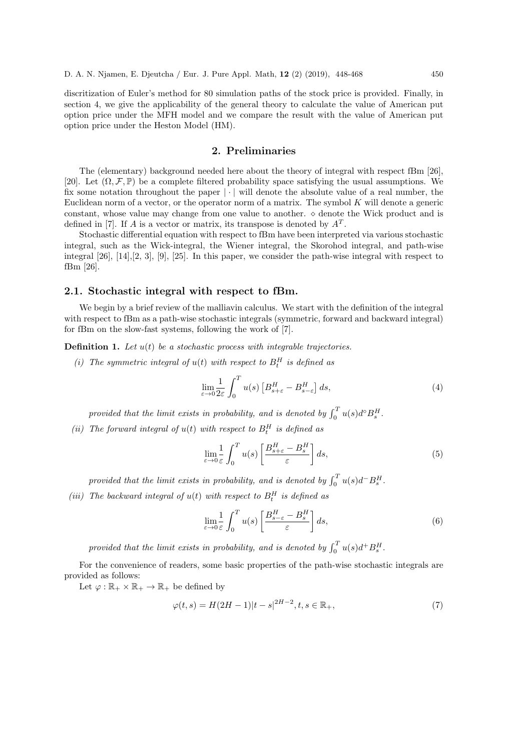discritization of Euler's method for 80 simulation paths of the stock price is provided. Finally, in section 4, we give the applicability of the general theory to calculate the value of American put option price under the MFH model and we compare the result with the value of American put option price under the Heston Model (HM).

## 2. Preliminaries

The (elementary) background needed here about the theory of integral with respect fBm [26], [20]. Let $(\Omega, \mathcal{F}, \mathbb{P})$ be a complete filtered probability space satisfying the usual assumptions. We fix some notation throughout the paper $|\cdot|$ will denote the absolute value of a real number, the Euclidean norm of a vector, or the operator norm of a matrix. The symbol $K$ will denote a generic constant, whose value may change from one value to another. $\diamond$ denote the Wick product and is defined in [7]. If $A$ is a vector or matrix, its transpose is denoted by $A^T$.

Stochastic differential equation with respect to fBm have been interpreted via various stochastic integral, such as the Wick-integral, the Wiener integral, the Skorohod integral, and path-wise integral [26], [14],[2, 3], [9], [25]. In this paper, we consider the path-wise integral with respect to fBm [26].

### 2.1. Stochastic integral with respect to fBm.

We begin by a brief review of the malliavin calculus. We start with the definition of the integral with respect to fBm as a path-wise stochastic integrals (symmetric, forward and backward integral) for fBm on the slow-fast systems, following the work of [7].

**Definition 1.** *Let $u(t)$ be a stochastic process with integrable trajectories.*

*(i) The symmetric integral of $u(t)$ with respect to $B_t^H$ is defined as*

$$\lim_{\varepsilon \to 0} \frac{1}{2\varepsilon} \int_0^T u(s) \left[ B_{s+\varepsilon}^H - B_{s-\varepsilon}^H \right] ds, \tag{4}$$

*provided that the limit exists in probability, and is denoted by $\int_0^T u(s) d^{\circ} B_s^H$.*

*(ii) The forward integral of $u(t)$ with respect to $B_t^H$ is defined as*

$$\lim_{\varepsilon \to 0} \frac{1}{\varepsilon} \int_0^T u(s) \left[ \frac{B_{s+\varepsilon}^H - B_s^H}{\varepsilon} \right] ds, \tag{5}$$

*provided that the limit exists in probability, and is denoted by $\int_0^T u(s) d^{-} B_s^H$.*

*(iii) The backward integral of $u(t)$ with respect to $B_t^H$ is defined as*

$$\lim_{\varepsilon \to 0} \frac{1}{\varepsilon} \int_0^T u(s) \left[ \frac{B_{s-\varepsilon}^H - B_s^H}{\varepsilon} \right] ds, \tag{6}$$

*provided that the limit exists in probability, and is denoted by $\int_0^T u(s) d^{+} B_s^H$.*

For the convenience of readers, some basic properties of the path-wise stochastic integrals are provided as follows:

Let $\varphi : \mathbb{R}_+ \times \mathbb{R}_+ \to \mathbb{R}_+$ be defined by

$$\varphi(t, s) = H(2H - 1)|t - s|^{2H-2}, t, s \in \mathbb{R}_+, \tag{7}$$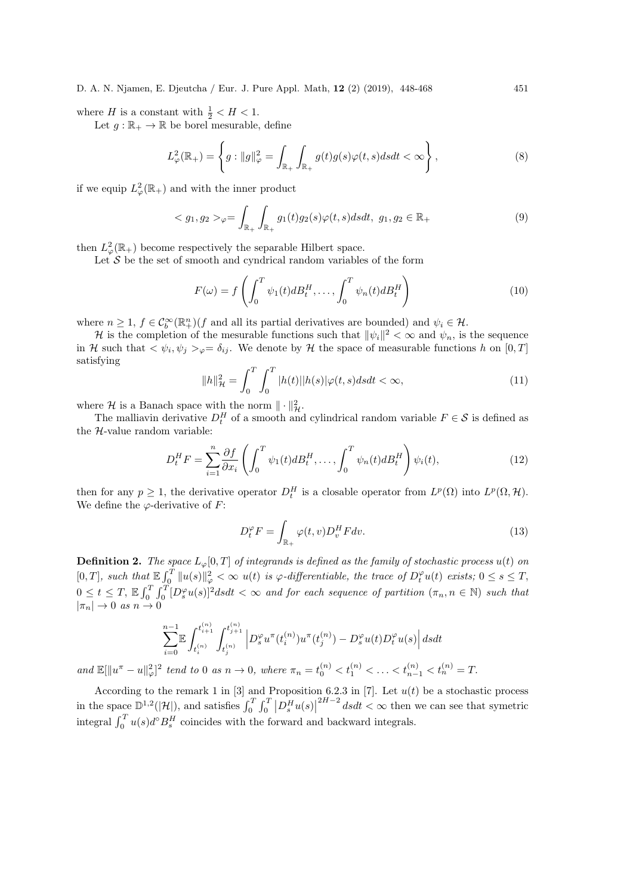where $H$ is a constant with $\frac{1}{2} < H < 1$.

Let $g : \mathbb{R}_+ \to \mathbb{R}$ be borel mesurable, define

$$L^2_\varphi(\mathbb{R}_+) = \left\{ g : \|g\|^2_\varphi = \int_{\mathbb{R}_+} \int_{\mathbb{R}_+} g(t)g(s)\varphi(t,s)dsdt < \infty \right\}, \tag{8}$$

if we equip $L^2_\varphi(\mathbb{R}_+)$ and with the inner product

$$< g_1, g_2 >_\varphi = \int_{\mathbb{R}_+} \int_{\mathbb{R}_+} g_1(t)g_2(s)\varphi(t,s)dsdt, \; g_1, g_2 \in \mathbb{R}_+ \tag{9}$$

then $L^2_\varphi(\mathbb{R}_+)$ become respectively the separable Hilbert space.

Let $\mathcal{S}$ be the set of smooth and cyndrical random variables of the form

$$F(\omega) = f\left( \int_0^T \psi_1(t)dB^H_t, \ldots, \int_0^T \psi_n(t)dB^H_t \right) \tag{10}$$

where $n \geq 1$, $f \in \mathcal{C}^\infty_b(\mathbb{R}^n_+)$($f$ and all its partial derivatives are bounded) and $\psi_i \in \mathcal{H}$.

$\mathcal{H}$ is the completion of the mesurable functions such that $\|\psi_i\|^2 < \infty$ and $\psi_n$, is the sequence in $\mathcal{H}$ such that $< \psi_i, \psi_j >_\varphi = \delta_{ij}$. We denote by $\mathcal{H}$ the space of measurable functions $h$ on $[0,T]$ satisfying

$$\|h\|^2_{\mathcal{H}} = \int_0^T \int_0^T |h(t)||h(s)|\varphi(t,s)dsdt < \infty, \tag{11}$$

where $\mathcal{H}$ is a Banach space with the norm $\| \cdot \|^2_{\mathcal{H}}$.

The malliavin derivative $D^H_t$ of a smooth and cylindrical random variable $F \in \mathcal{S}$ is defined as the $\mathcal{H}$-value random variable:

$$D^H_t F = \sum_{i=1}^n \frac{\partial f}{\partial x_i} \left( \int_0^T \psi_1(t)dB^H_t, \ldots, \int_0^T \psi_n(t)dB^H_t \right) \psi_i(t), \tag{12}$$

then for any $p \geq 1$, the derivative operator $D^H_t$ is a closable operator from $L^p(\Omega)$ into $L^p(\Omega, \mathcal{H})$. We define the $\varphi$-derivative of $F$:

$$D^\varphi_t F = \int_{\mathbb{R}_+} \varphi(t,v) D^H_v F dv. \tag{13}$$

**Definition 2.** *The space $L_\varphi[0,T]$ of integrands is defined as the family of stochastic process $u(t)$ on $[0,T]$, such that $\mathbb{E}\int_0^T \|u(s)\|^2_\varphi < \infty$ $u(t)$ is $\varphi$-differentiable, the trace of $D^\varphi_t u(t)$ exists; $0 \leq s \leq T$, $0 \leq t \leq T$, $\mathbb{E}\int_0^T \int_0^T [D^\varphi_s u(s)]^2 dsdt < \infty$ and for each sequence of partition $(\pi_n, n \in \mathbb{N})$ such that $|\pi_n| \to 0$ as $n \to 0$*

$$\sum_{i=0}^{n-1} \mathbb{E} \int_{t_i^{(n)}}^{t_{i+1}^{(n)}} \int_{t_j^{(n)}}^{t_{j+1}^{(n)}} \left| D^\varphi_s u^\pi(t_i^{(n)}) u^\pi(t_j^{(n)}) - D^\varphi_s u(t) D^\varphi_t u(s) \right| dsdt$$

*and $\mathbb{E}[\|u^\pi - u\|^2_\varphi]^2$ tend to 0 as $n \to 0$, where $\pi_n = t_0^{(n)} < t_1^{(n)} < \ldots < t_{n-1}^{(n)} < t_n^{(n)} = T$.*

According to the remark 1 in [3] and Proposition 6.2.3 in [7]. Let $u(t)$ be a stochastic process in the space $\mathbb{D}^{1,2}(|\mathcal{H}|)$, and satisfies $\int_0^T \int_0^T \left| D^H_s u(s) \right|^{2H-2} dsdt < \infty$ then we can see that symetric integral $\int_0^T u(s) d^\circ B^H_s$ coincides with the forward and backward integrals.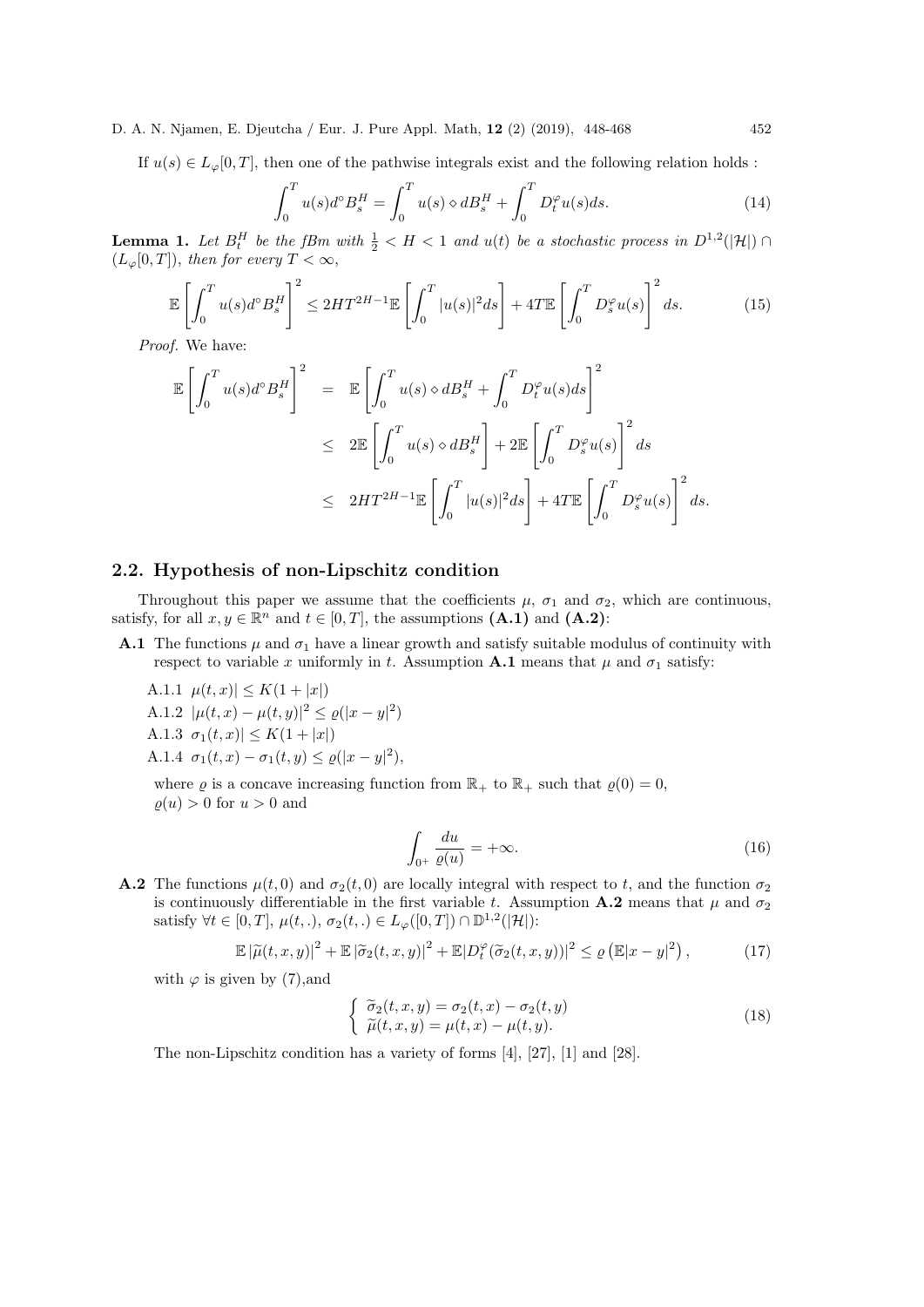If $u(s) \in L_\varphi[0,T]$, then one of the pathwise integrals exist and the following relation holds :

$$\int_0^T u(s) d^\circ B_s^H = \int_0^T u(s) \diamond dB_s^H + \int_0^T D_t^\varphi u(s) ds. \tag{14}$$

**Lemma 1.** *Let $B_t^H$ be the fBm with $\frac{1}{2} < H < 1$ and $u(t)$ be a stochastic process in $D^{1,2}(|\mathcal{H}|) \cap (L_\varphi[0,T])$, then for every $T < \infty$,*

$$\mathbb{E}\left[\int_0^T u(s) d^\circ B_s^H\right]^2 \leq 2HT^{2H-1}\mathbb{E}\left[\int_0^T |u(s)|^2 ds\right] + 4T\mathbb{E}\left[\int_0^T D_s^\varphi u(s)\right]^2 ds. \tag{15}$$

*Proof.* We have:

$$\begin{aligned}
\mathbb{E}\left[\int_0^T u(s) d^\circ B_s^H\right]^2 &= \mathbb{E}\left[\int_0^T u(s) \diamond dB_s^H + \int_0^T D_t^\varphi u(s) ds\right]^2 \\
&\leq 2\mathbb{E}\left[\int_0^T u(s) \diamond dB_s^H\right] + 2\mathbb{E}\left[\int_0^T D_s^\varphi u(s)\right]^2 ds \\
&\leq 2HT^{2H-1}\mathbb{E}\left[\int_0^T |u(s)|^2 ds\right] + 4T\mathbb{E}\left[\int_0^T D_s^\varphi u(s)\right]^2 ds.
\end{aligned}$$

## 2.2. Hypothesis of non-Lipschitz condition

Throughout this paper we assume that the coefficients $\mu$, $\sigma_1$ and $\sigma_2$, which are continuous, satisfy, for all $x, y \in \mathbb{R}^n$ and $t \in [0,T]$, the assumptions **(A.1)** and **(A.2)**:

**A.1** The functions $\mu$ and $\sigma_1$ have a linear growth and satisfy suitable modulus of continuity with respect to variable $x$ uniformly in $t$. Assumption **A.1** means that $\mu$ and $\sigma_1$ satisfy:

- A.1.1 $\mu(t,x)| \leq K(1+|x|)$
- A.1.2 $|\mu(t,x) - \mu(t,y)|^2 \leq \varrho(|x-y|^2)$
- A.1.3 $\sigma_1(t,x)| \leq K(1+|x|)$
- A.1.4 $\sigma_1(t,x) - \sigma_1(t,y) \leq \varrho(|x-y|^2)$,

where $\varrho$ is a concave increasing function from $\mathbb{R}_+$ to $\mathbb{R}_+$ such that $\varrho(0) = 0$, $\varrho(u) > 0$ for $u > 0$ and

$$\int_{0^+} \frac{du}{\varrho(u)} = +\infty. \tag{16}$$

**A.2** The functions $\mu(t,0)$ and $\sigma_2(t,0)$ are locally integral with respect to $t$, and the function $\sigma_2$ is continuously differentiable in the first variable $t$. Assumption **A.2** means that $\mu$ and $\sigma_2$ satisfy $\forall t \in [0,T]$, $\mu(t,.)$, $\sigma_2(t,.) \in L_\varphi([0,T]) \cap \mathbb{D}^{1,2}(|\mathcal{H}|)$:

$$\mathbb{E}\left|\widetilde{\mu}(t,x,y)\right|^2 + \mathbb{E}\left|\widetilde{\sigma}_2(t,x,y)\right|^2 + \mathbb{E}|D_t^\varphi(\widetilde{\sigma}_2(t,x,y))|^2 \leq \varrho\left(\mathbb{E}|x-y|^2\right), \tag{17}$$

with $\varphi$ is given by (7),and

$$\begin{cases} \widetilde{\sigma}_2(t,x,y) = \sigma_2(t,x) - \sigma_2(t,y) \\ \widetilde{\mu}(t,x,y) = \mu(t,x) - \mu(t,y). \end{cases} \tag{18}$$

The non-Lipschitz condition has a variety of forms [4], [27], [1] and [28].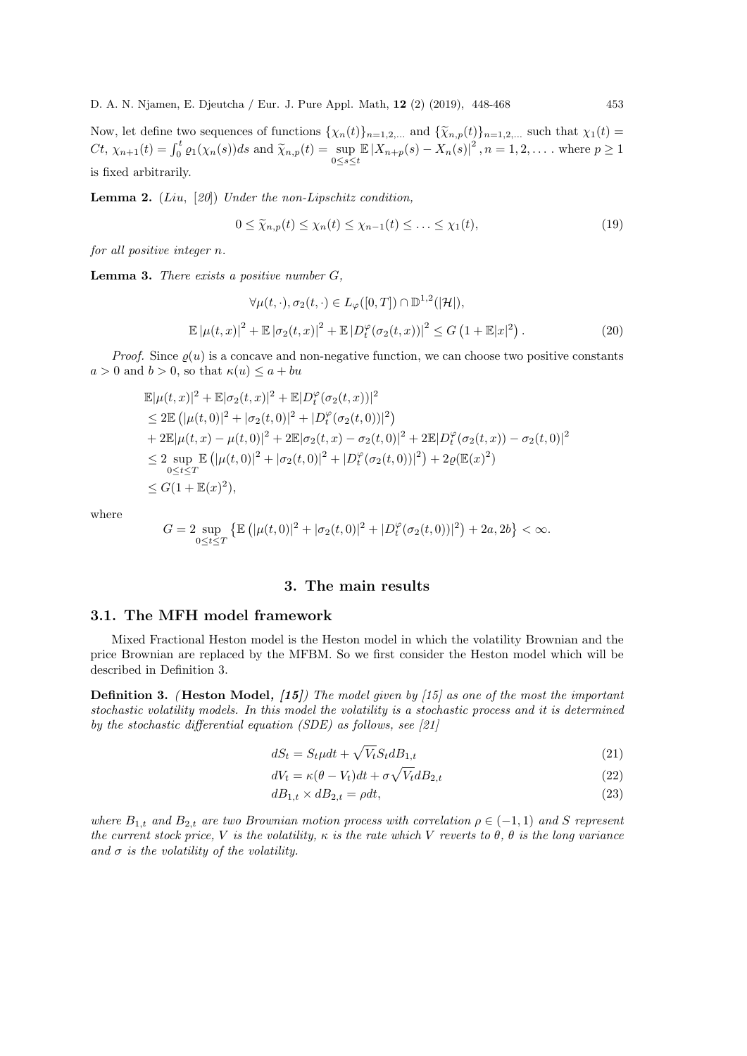Now, let define two sequences of functions $\{\chi_n(t)\}_{n=1,2,...}$ and $\{\widetilde{\chi}_{n,p}(t)\}_{n=1,2,...}$ such that $\chi_1(t) = Ct$, $\chi_{n+1}(t) = \int_0^t \varrho_1(\chi_n(s))ds$ and $\widetilde{\chi}_{n,p}(t) = \sup_{0\leq s\leq t} \mathbb{E}\left|X_{n+p}(s) - X_n(s)\right|^2, n = 1, 2, \ldots$ . where $p \geq 1$ is fixed arbitrarily.

**Lemma 2.** (*Liu,* [20]) *Under the non-Lipschitz condition,*

$$0 \leq \widetilde{\chi}_{n,p}(t) \leq \chi_n(t) \leq \chi_{n-1}(t) \leq \ldots \leq \chi_1(t), \tag{19}$$

*for all positive integer $n$.*

**Lemma 3.** *There exists a positive number $G$,*

$$\forall \mu(t,\cdot), \sigma_2(t,\cdot) \in L_\varphi([0,T]) \cap \mathbb{D}^{1,2}(|\mathcal{H}|),$$

$$\mathbb{E}\left|\mu(t,x)\right|^2 + \mathbb{E}\left|\sigma_2(t,x)\right|^2 + \mathbb{E}\left|D_t^\varphi(\sigma_2(t,x))\right|^2 \leq G\left(1 + \mathbb{E}|x|^2\right). \tag{20}$$

*Proof.* Since $\varrho(u)$ is a concave and non-negative function, we can choose two positive constants $a > 0$ and $b > 0$, so that $\kappa(u) \leq a + bu$

$$\begin{aligned}
&\mathbb{E}|\mu(t,x)|^2 + \mathbb{E}|\sigma_2(t,x)|^2 + \mathbb{E}|D_t^\varphi(\sigma_2(t,x))|^2 \\
&\leq 2\mathbb{E}\left(|\mu(t,0)|^2 + |\sigma_2(t,0)|^2 + |D_t^\varphi(\sigma_2(t,0))|^2\right) \\
&+ 2\mathbb{E}|\mu(t,x) - \mu(t,0)|^2 + 2\mathbb{E}|\sigma_2(t,x) - \sigma_2(t,0)|^2 + 2\mathbb{E}|D_t^\varphi(\sigma_2(t,x)) - \sigma_2(t,0)|^2 \\
&\leq 2\sup_{0\leq t\leq T} \mathbb{E}\left(|\mu(t,0)|^2 + |\sigma_2(t,0)|^2 + |D_t^\varphi(\sigma_2(t,0))|^2\right) + 2\varrho(\mathbb{E}(x)^2) \\
&\leq G(1 + \mathbb{E}(x)^2),
\end{aligned}$$

where

$$G = 2\sup_{0\leq t\leq T}\left\{\mathbb{E}\left(|\mu(t,0)|^2 + |\sigma_2(t,0)|^2 + |D_t^\varphi(\sigma_2(t,0))|^2\right) + 2a, 2b\right\} < \infty.$$

## 3. The main results

### 3.1. The MFH model framework

Mixed Fractional Heston model is the Heston model in which the volatility Brownian and the price Brownian are replaced by the MFBM. So we first consider the Heston model which will be described in Definition 3.

**Definition 3.** *(**Heston Model, [15]**) The model given by [15] as one of the most the important stochastic volatility models. In this model the volatility is a stochastic process and it is determined by the stochastic differential equation (SDE) as follows, see [21]*

$$dS_t = S_t\mu dt + \sqrt{V_t}S_t dB_{1,t} \tag{21}$$

$$dV_t = \kappa(\theta - V_t)dt + \sigma\sqrt{V_t}dB_{2,t} \tag{22}$$

$$dB_{1,t} \times dB_{2,t} = \rho dt, \tag{23}$$

*where $B_{1,t}$ and $B_{2,t}$ are two Brownian motion process with correlation $\rho \in (-1, 1)$ and $S$ represent the current stock price, $V$ is the volatility, $\kappa$ is the rate which $V$ reverts to $\theta$, $\theta$ is the long variance and $\sigma$ is the volatility of the volatility.*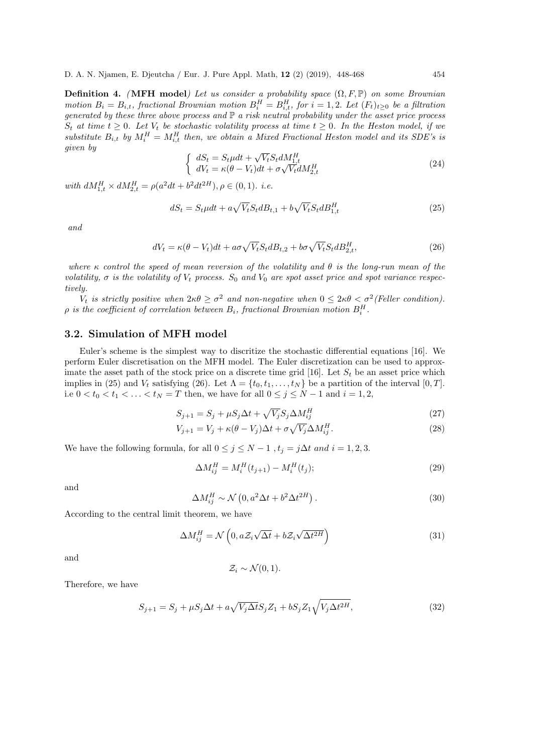**Definition 4.** *(***MFH model***) Let us consider a probability space $(\Omega, F, \mathbb{P})$ on some Brownian motion $B_i = B_{i,t}$, fractional Brownian motion $B_i^H = B_{i,t}^H$, for $i = 1, 2$. Let $(F_t)_{t\geq 0}$ be a filtration generated by these three above process and $\mathbb{P}$ a risk neutral probability under the asset price process $S_t$ at time $t \geq 0$. Let $V_t$ be stochastic volatility process at time $t \geq 0$. In the Heston model, if we substitute $B_{i,t}$ by $M_i^H = M_{i,t}^H$ then, we obtain a Mixed Fractional Heston model and its SDE's is given by*

$$\left\{ \begin{array}{l} dS_t = S_t \mu dt + \sqrt{V_t} S_t dM_{1,t}^H \\ dV_t = \kappa(\theta - V_t)dt + \sigma \sqrt{V_t} dM_{2,t}^H \end{array} \right. \tag{24}$$

*with $dM_{1,t}^H \times dM_{2,t}^H = \rho(a^2 dt + b^2 dt^{2H}), \rho \in (0, 1)$. i.e.*

$$dS_t = S_t \mu dt + a\sqrt{V_t} S_t dB_{t,1} + b\sqrt{V_t} S_t dB_{1,t}^H \tag{25}$$

*and*

$$dV_t = \kappa(\theta - V_t)dt + a\sigma\sqrt{V_t} S_t dB_{t,2} + b\sigma\sqrt{V_t} S_t dB_{2,t}^H, \tag{26}$$

*where $\kappa$ control the speed of mean reversion of the volatility and $\theta$ is the long-run mean of the volatility, $\sigma$ is the volatility of $V_t$ process. $S_0$ and $V_0$ are spot asset price and spot variance respectively.*

*$V_t$ is strictly positive when $2\kappa\theta \geq \sigma^2$ and non-negative when $0 \leq 2\kappa\theta < \sigma^2$(Feller condition). $\rho$ is the coefficient of correlation between $B_i$, fractional Brownian motion $B_i^H$.*

## 3.2. Simulation of MFH model

Euler's scheme is the simplest way to discritize the stochastic differential equations [16]. We perform Euler discretisation on the MFH model. The Euler discretization can be used to approximate the asset path of the stock price on a discrete time grid [16]. Let $S_t$ be an asset price which implies in (25) and $V_t$ satisfying (26). Let $\Lambda = \{t_0, t_1, \ldots, t_N\}$ be a partition of the interval $[0, T]$. i.e $0 < t_0 < t_1 < \ldots < t_N = T$ then, we have for all $0 \leq j \leq N - 1$ and $i = 1, 2$,

$$S_{j+1} = S_j + \mu S_j \Delta t + \sqrt{V_j} S_j \Delta M_{ij}^H \tag{27}$$

$$V_{j+1} = V_j + \kappa(\theta - V_j)\Delta t + \sigma\sqrt{V_j}\Delta M_{ij}^H. \tag{28}$$

We have the following formula, for all $0 \leq j \leq N - 1$ , $t_j = j\Delta t$ *and* $i = 1, 2, 3$.

$$\Delta M_{ij}^H = M_i^H(t_{j+1}) - M_i^H(t_j); \tag{29}$$

and

$$\Delta M_{ij}^H \sim \mathcal{N}\left(0, a^2\Delta t + b^2\Delta t^{2H}\right). \tag{30}$$

According to the central limit theorem, we have

$$\Delta M_{ij}^H = \mathcal{N}\left(0, a\mathcal{Z}_i\sqrt{\Delta t} + b\mathcal{Z}_i\sqrt{\Delta t^{2H}}\right) \tag{31}$$

and

$$\mathcal{Z}_i \sim \mathcal{N}(0, 1).$$

Therefore, we have

$$S_{j+1} = S_j + \mu S_j \Delta t + a\sqrt{V_j \Delta t} S_j Z_1 + bS_j Z_1 \sqrt{V_j \Delta t^{2H}}, \tag{32}$$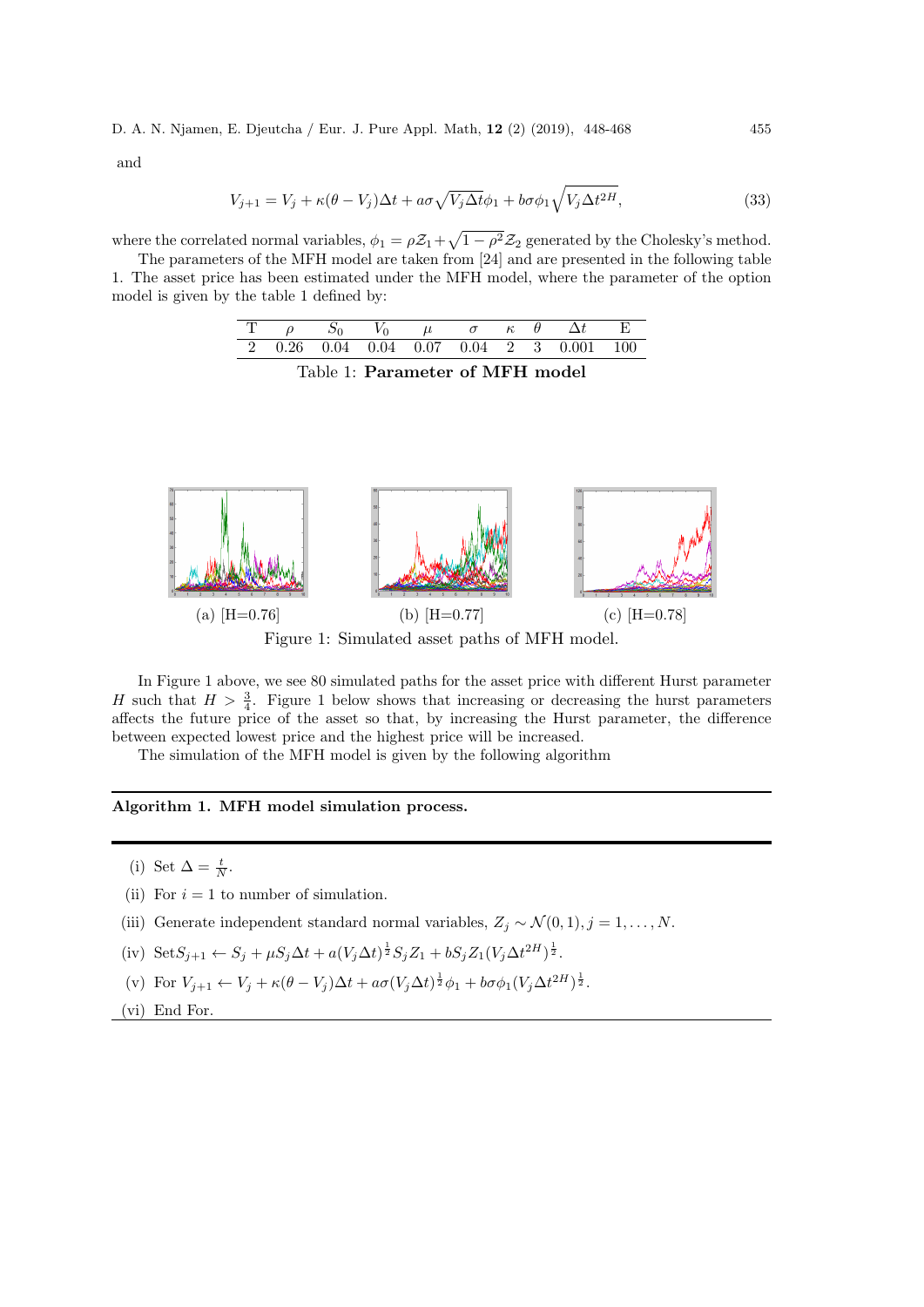and

$$V_{j+1} = V_j + \kappa(\theta - V_j)\Delta t + a\sigma\sqrt{V_j \Delta t}\phi_1 + b\sigma\phi_1\sqrt{V_j \Delta t^{2H}}, \tag{33}$$

where the correlated normal variables, $\phi_1 = \rho\mathcal{Z}_1 + \sqrt{1-\rho^2}\mathcal{Z}_2$ generated by the Cholesky's method.

The parameters of the MFH model are taken from [24] and are presented in the following table 1. The asset price has been estimated under the MFH model, where the parameter of the option model is given by the table 1 defined by:

| T | $\rho$ | $S_0$ | $V_0$ | $\mu$ | $\sigma$ | $\kappa$ | $\theta$ | $\Delta t$ | E |
|---|---|---|---|---|---|---|---|---|---|
| 2 | 0.26 | 0.04 | 0.04 | 0.07 | 0.04 | 2 | 3 | 0.001 | 100 |

Table 1: **Parameter of MFH model**

(a) [H=0.76] (b) [H=0.77] (c) [H=0.78]

Figure 1: Simulated asset paths of MFH model.

In Figure 1 above, we see 80 simulated paths for the asset price with different Hurst parameter $H$ such that $H > \frac{3}{4}$. Figure 1 below shows that increasing or decreasing the hurst parameters affects the future price of the asset so that, by increasing the Hurst parameter, the difference between expected lowest price and the highest price will be increased.

The simulation of the MFH model is given by the following algorithm

**Algorithm 1. MFH model simulation process.**

(i) Set $\Delta = \frac{t}{N}$.

(ii) For $i = 1$ to number of simulation.

(iii) Generate independent standard normal variables, $Z_j \sim \mathcal{N}(0,1), j = 1, \ldots, N$.

(iv) Set$S_{j+1} \leftarrow S_j + \mu S_j \Delta t + a(V_j \Delta t)^{\frac{1}{2}} S_j Z_1 + b S_j Z_1 (V_j \Delta t^{2H})^{\frac{1}{2}}$.

(v) For $V_{j+1} \leftarrow V_j + \kappa(\theta - V_j)\Delta t + a\sigma(V_j \Delta t)^{\frac{1}{2}}\phi_1 + b\sigma\phi_1(V_j \Delta t^{2H})^{\frac{1}{2}}$.

(vi) End For.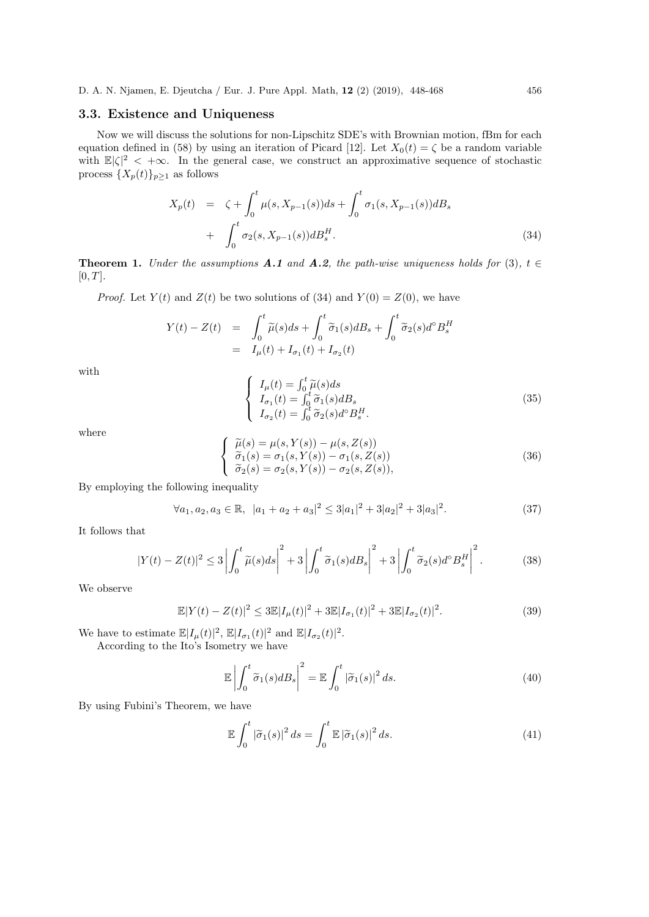### 3.3. Existence and Uniqueness

Now we will discuss the solutions for non-Lipschitz SDE's with Brownian motion, fBm for each equation defined in (58) by using an iteration of Picard [12]. Let $X_0(t) = \zeta$ be a random variable with $\mathbb{E}|\zeta|^2 < +\infty$. In the general case, we construct an approximative sequence of stochastic process $\{X_p(t)\}_{p\geq 1}$ as follows

$$
\begin{aligned}
X_p(t) &= \zeta + \int_0^t \mu(s, X_{p-1}(s))ds + \int_0^t \sigma_1(s, X_{p-1}(s))dB_s \\
&+ \int_0^t \sigma_2(s, X_{p-1}(s))dB_s^H.
\end{aligned} \tag{34}
$$

**Theorem 1.** *Under the assumptions **A.1** and **A.2**, the path-wise uniqueness holds for* (3)*,* $t \in [0, T]$*.*

*Proof.* Let $Y(t)$ and $Z(t)$ be two solutions of (34) and $Y(0) = Z(0)$, we have

$$
\begin{aligned}
Y(t) - Z(t) &= \int_0^t \widetilde{\mu}(s)ds + \int_0^t \widetilde{\sigma}_1(s)dB_s + \int_0^t \widetilde{\sigma}_2(s)d^\circ B_s^H \\
&= I_\mu(t) + I_{\sigma_1}(t) + I_{\sigma_2}(t)
\end{aligned}
$$

with

$$
\begin{cases}
I_\mu(t) = \int_0^t \widetilde{\mu}(s)ds \\
I_{\sigma_1}(t) = \int_0^t \widetilde{\sigma}_1(s)dB_s \\
I_{\sigma_2}(t) = \int_0^t \widetilde{\sigma}_2(s)d^\circ B_s^H.
\end{cases} \tag{35}
$$

where

$$
\begin{cases}
\widetilde{\mu}(s) = \mu(s, Y(s)) - \mu(s, Z(s)) \\
\widetilde{\sigma}_1(s) = \sigma_1(s, Y(s)) - \sigma_1(s, Z(s)) \\
\widetilde{\sigma}_2(s) = \sigma_2(s, Y(s)) - \sigma_2(s, Z(s)),
\end{cases} \tag{36}
$$

By employing the following inequality

$$
\forall a_1, a_2, a_3 \in \mathbb{R}, \;\; |a_1 + a_2 + a_3|^2 \leq 3|a_1|^2 + 3|a_2|^2 + 3|a_3|^2. \tag{37}
$$

It follows that

$$
|Y(t) - Z(t)|^2 \leq 3\left|\int_0^t \widetilde{\mu}(s)ds\right|^2 + 3\left|\int_0^t \widetilde{\sigma}_1(s)dB_s\right|^2 + 3\left|\int_0^t \widetilde{\sigma}_2(s)d^\circ B_s^H\right|^2. \tag{38}
$$

We observe

$$
\mathbb{E}|Y(t) - Z(t)|^2 \leq 3\mathbb{E}|I_\mu(t)|^2 + 3\mathbb{E}|I_{\sigma_1}(t)|^2 + 3\mathbb{E}|I_{\sigma_2}(t)|^2. \tag{39}
$$

We have to estimate $\mathbb{E}|I_\mu(t)|^2$, $\mathbb{E}|I_{\sigma_1}(t)|^2$ and $\mathbb{E}|I_{\sigma_2}(t)|^2$.

According to the Ito's Isometry we have

$$
\mathbb{E}\left|\int_0^t \widetilde{\sigma}_1(s)dB_s\right|^2 = \mathbb{E}\int_0^t |\widetilde{\sigma}_1(s)|^2 ds. \tag{40}
$$

By using Fubini's Theorem, we have

$$
\mathbb{E}\int_0^t |\widetilde{\sigma}_1(s)|^2 ds = \int_0^t \mathbb{E}\,|\widetilde{\sigma}_1(s)|^2 ds. \tag{41}
$$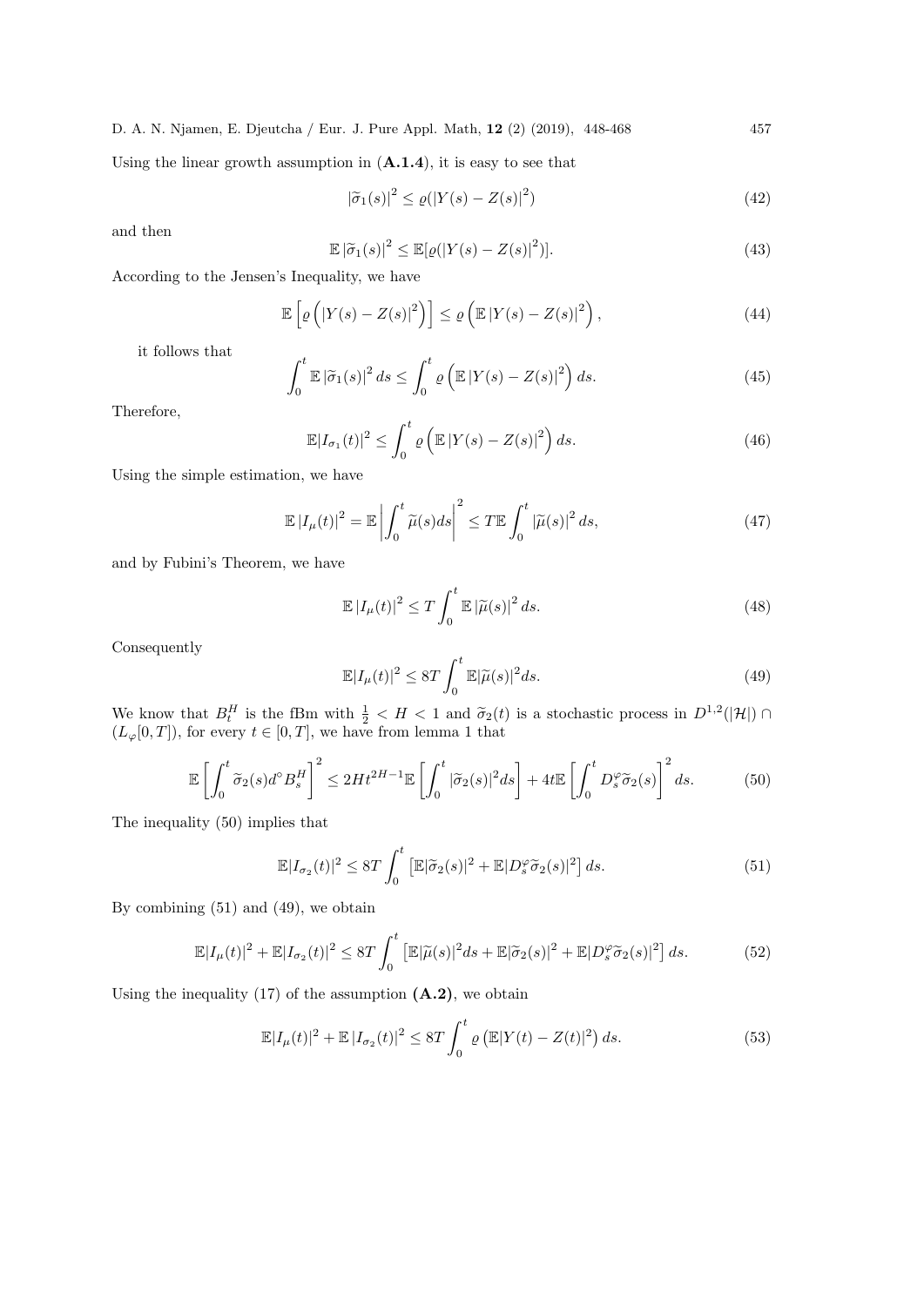Using the linear growth assumption in (**A.1.4**), it is easy to see that

$$
|\widetilde{\sigma}_1(s)|^2 \leq \varrho(|Y(s)-Z(s)|^2) \tag{42}
$$

and then

$$
\mathbb{E}\,|\widetilde{\sigma}_1(s)|^2 \leq \mathbb{E}[\varrho(|Y(s)-Z(s)|^2)]. \tag{43}
$$

According to the Jensen's Inequality, we have

$$
\mathbb{E}\left[\varrho\left(|Y(s)-Z(s)|^2\right)\right] \leq \varrho\left(\mathbb{E}\,|Y(s)-Z(s)|^2\right), \tag{44}
$$

it follows that

$$
\int_0^t \mathbb{E}\,|\widetilde{\sigma}_1(s)|^2\,ds \leq \int_0^t \varrho\left(\mathbb{E}\,|Y(s)-Z(s)|^2\right)ds. \tag{45}
$$

Therefore,

$$
\mathbb{E}|I_{\sigma_1}(t)|^2 \leq \int_0^t \varrho\left(\mathbb{E}\,|Y(s)-Z(s)|^2\right)ds. \tag{46}
$$

Using the simple estimation, we have

$$
\mathbb{E}\,|I_{\mu}(t)|^2 = \mathbb{E}\left|\int_0^t \widetilde{\mu}(s)ds\right|^2 \leq T\mathbb{E}\int_0^t |\widetilde{\mu}(s)|^2\,ds, \tag{47}
$$

and by Fubini's Theorem, we have

$$
\mathbb{E}\,|I_{\mu}(t)|^2 \leq T\int_0^t \mathbb{E}\,|\widetilde{\mu}(s)|^2\,ds. \tag{48}
$$

Consequently

$$
\mathbb{E}|I_{\mu}(t)|^2 \leq 8T\int_0^t \mathbb{E}|\widetilde{\mu}(s)|^2 ds. \tag{49}
$$

We know that $B_t^H$ is the fBm with $\frac{1}{2} < H < 1$ and $\widetilde{\sigma}_2(t)$ is a stochastic process in $D^{1,2}(|\mathcal{H}|) \cap (L_{\varphi}[0,T])$, for every $t \in [0,T]$, we have from lemma 1 that

$$
\mathbb{E}\left[\int_0^t \widetilde{\sigma}_2(s)d^{\circ}B_s^H\right]^2 \leq 2Ht^{2H-1}\mathbb{E}\left[\int_0^t |\widetilde{\sigma}_2(s)|^2 ds\right] + 4t\mathbb{E}\left[\int_0^t D_s^{\varphi}\widetilde{\sigma}_2(s)\right]^2 ds. \tag{50}
$$

The inequality (50) implies that

$$
\mathbb{E}|I_{\sigma_2}(t)|^2 \leq 8T\int_0^t \left[\mathbb{E}|\widetilde{\sigma}_2(s)|^2 + \mathbb{E}|D_s^{\varphi}\widetilde{\sigma}_2(s)|^2\right]ds. \tag{51}
$$

By combining (51) and (49), we obtain

$$
\mathbb{E}|I_{\mu}(t)|^2 + \mathbb{E}|I_{\sigma_2}(t)|^2 \leq 8T\int_0^t \left[\mathbb{E}|\widetilde{\mu}(s)|^2 ds + \mathbb{E}|\widetilde{\sigma}_2(s)|^2 + \mathbb{E}|D_s^{\varphi}\widetilde{\sigma}_2(s)|^2\right]ds. \tag{52}
$$

Using the inequality (17) of the assumption (**A.2**), we obtain

$$
\mathbb{E}|I_{\mu}(t)|^2 + \mathbb{E}\,|I_{\sigma_2}(t)|^2 \leq 8T\int_0^t \varrho\left(\mathbb{E}|Y(t)-Z(t)|^2\right)ds. \tag{53}
$$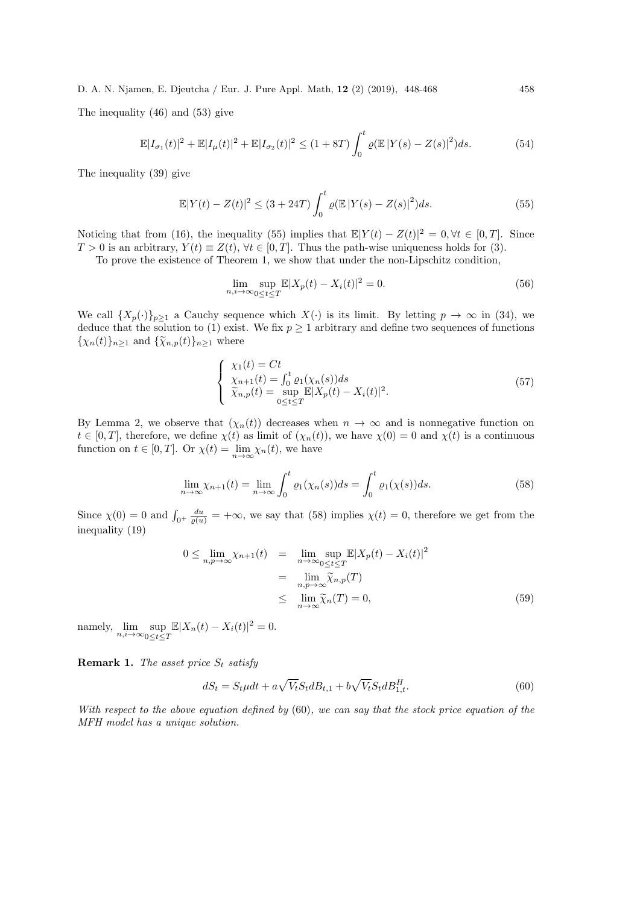The inequality (46) and (53) give

$$\mathbb{E}|I_{\sigma_1}(t)|^2 + \mathbb{E}|I_{\mu}(t)|^2 + \mathbb{E}|I_{\sigma_2}(t)|^2 \leq (1+8T)\int_0^t \varrho(\mathbb{E}\,|Y(s)-Z(s)|^2)ds. \tag{54}$$

The inequality (39) give

$$\mathbb{E}|Y(t)-Z(t)|^2 \leq (3+24T)\int_0^t \varrho(\mathbb{E}\,|Y(s)-Z(s)|^2)ds. \tag{55}$$

Noticing that from (16), the inequality (55) implies that $\mathbb{E}|Y(t)-Z(t)|^2 = 0, \forall t \in [0,T]$. Since $T > 0$ is an arbitrary, $Y(t) \equiv Z(t)$, $\forall t \in [0,T]$. Thus the path-wise uniqueness holds for (3).

To prove the existence of Theorem 1, we show that under the non-Lipschitz condition,

$$\lim_{n,i\to\infty} \sup_{0\leq t\leq T} \mathbb{E}|X_p(t)-X_i(t)|^2 = 0. \tag{56}$$

We call $\{X_p(\cdot)\}_{p\geq 1}$ a Cauchy sequence which $X(\cdot)$ is its limit. By letting $p\to\infty$ in (34), we deduce that the solution to (1) exist. We fix $p \geq 1$ arbitrary and define two sequences of functions $\{\chi_n(t)\}_{n\geq 1}$ and $\{\widetilde{\chi}_{n,p}(t)\}_{n\geq 1}$ where

$$\begin{cases} \chi_1(t) = Ct \\ \chi_{n+1}(t) = \int_0^t \varrho_1(\chi_n(s))ds \\ \widetilde{\chi}_{n,p}(t) = \sup\limits_{0\leq t\leq T} \mathbb{E}|X_p(t)-X_i(t)|^2. \end{cases} \tag{57}$$

By Lemma 2, we observe that $(\chi_n(t))$ decreases when $n\to\infty$ and is nonnegative function on $t\in[0,T]$, therefore, we define $\chi(t)$ as limit of $(\chi_n(t))$, we have $\chi(0)=0$ and $\chi(t)$ is a continuous function on $t\in[0,T]$. Or $\chi(t) = \lim\limits_{n\to\infty}\chi_n(t)$, we have

$$\lim_{n\to\infty}\chi_{n+1}(t) = \lim_{n\to\infty}\int_0^t \varrho_1(\chi_n(s))ds = \int_0^t \varrho_1(\chi(s))ds. \tag{58}$$

Since $\chi(0)=0$ and $\int_{0^+}\frac{du}{\varrho(u)} = +\infty$, we say that (58) implies $\chi(t)=0$, therefore we get from the inequality (19)

$$\begin{aligned} 0 \leq \lim_{n,p\to\infty}\chi_{n+1}(t) &= \lim_{n\to\infty}\sup_{0\leq t\leq T}\mathbb{E}|X_p(t)-X_i(t)|^2 \\ &= \lim_{n,p\to\infty}\widetilde{\chi}_{n,p}(T) \\ &\leq \lim_{n\to\infty}\widetilde{\chi}_n(T) = 0, \end{aligned} \tag{59}$$

namely, $\lim\limits_{n,i\to\infty}\sup\limits_{0\leq t\leq T}\mathbb{E}|X_n(t)-X_i(t)|^2 = 0$.

**Remark 1.** *The asset price $S_t$ satisfy*

$$dS_t = S_t\mu dt + a\sqrt{V_t}S_t dB_{t,1} + b\sqrt{V_t}S_t dB^H_{1,t}. \tag{60}$$

*With respect to the above equation defined by (60), we can say that the stock price equation of the MFH model has a unique solution.*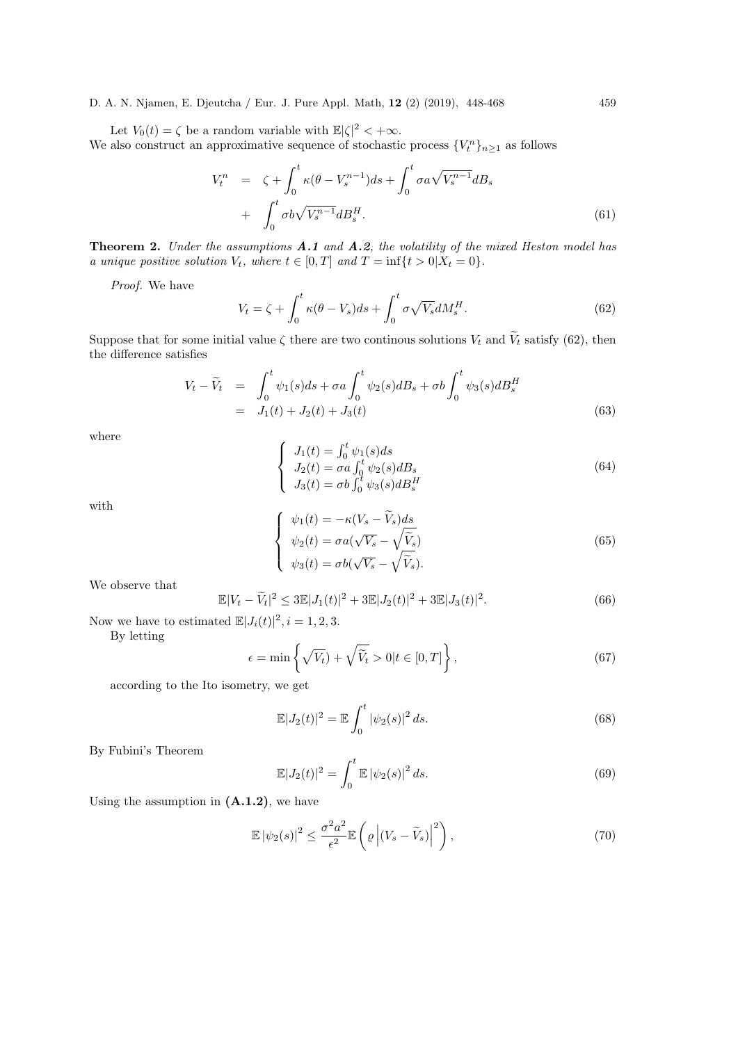Let $V_0(t) = \zeta$ be a random variable with $\mathbb{E}|\zeta|^2 < +\infty$.
We also construct an approximative sequence of stochastic process $\{V_t^n\}_{n\geq 1}$ as follows

$$
\begin{aligned}
V_t^n &= \zeta + \int_0^t \kappa(\theta - V_s^{n-1})ds + \int_0^t \sigma a\sqrt{V_s^{n-1}}dB_s \\
&+ \int_0^t \sigma b\sqrt{V_s^{n-1}}dB_s^H.
\end{aligned}
\tag{61}
$$

**Theorem 2.** *Under the assumptions **A.1** and **A.2**, the volatility of the mixed Heston model has a unique positive solution $V_t$, where $t \in [0, T]$ and $T = \inf\{t > 0 | X_t = 0\}$.*

*Proof.* We have

$$
V_t = \zeta + \int_0^t \kappa(\theta - V_s)ds + \int_0^t \sigma\sqrt{V_s}dM_s^H. \tag{62}
$$

Suppose that for some initial value $\zeta$ there are two continous solutions $V_t$ and $\widetilde{V}_t$ satisfy (62), then the difference satisfies

$$
\begin{aligned}
V_t - \widetilde{V}_t &= \int_0^t \psi_1(s)ds + \sigma a\int_0^t \psi_2(s)dB_s + \sigma b\int_0^t \psi_3(s)dB_s^H \\
&= J_1(t) + J_2(t) + J_3(t)
\end{aligned}
\tag{63}
$$

where

$$
\begin{cases}
J_1(t) = \int_0^t \psi_1(s)ds \\
J_2(t) = \sigma a\int_0^t \psi_2(s)dB_s \\
J_3(t) = \sigma b\int_0^t \psi_3(s)dB_s^H
\end{cases}
\tag{64}
$$

with

$$
\begin{cases}
\psi_1(t) = -\kappa(V_s - \widetilde{V}_s)ds \\
\psi_2(t) = \sigma a(\sqrt{V_s} - \sqrt{\widetilde{V}_s}) \\
\psi_3(t) = \sigma b(\sqrt{V_s} - \sqrt{\widetilde{V}_s}).
\end{cases}
\tag{65}
$$

We observe that

$$
\mathbb{E}|V_t - \widetilde{V}_t|^2 \leq 3\mathbb{E}|J_1(t)|^2 + 3\mathbb{E}|J_2(t)|^2 + 3\mathbb{E}|J_3(t)|^2. \tag{66}
$$

Now we have to estimated $\mathbb{E}|J_i(t)|^2, i = 1, 2, 3$.

By letting

$$
\epsilon = \min\left\{\sqrt{V_t}) + \sqrt{\widetilde{V}_t} > 0 | t \in [0, T]\right\}, \tag{67}
$$

according to the Ito isometry, we get

$$
\mathbb{E}|J_2(t)|^2 = \mathbb{E}\int_0^t |\psi_2(s)|^2 ds. \tag{68}
$$

By Fubini's Theorem

$$
\mathbb{E}|J_2(t)|^2 = \int_0^t \mathbb{E}\,|\psi_2(s)|^2 ds. \tag{69}
$$

Using the assumption in **(A.1.2)**, we have

$$
\mathbb{E}\,|\psi_2(s)|^2 \leq \frac{\sigma^2 a^2}{\epsilon^2}\mathbb{E}\left(\varrho\left|(V_s - \widetilde{V}_s)\right|^2\right), \tag{70}
$$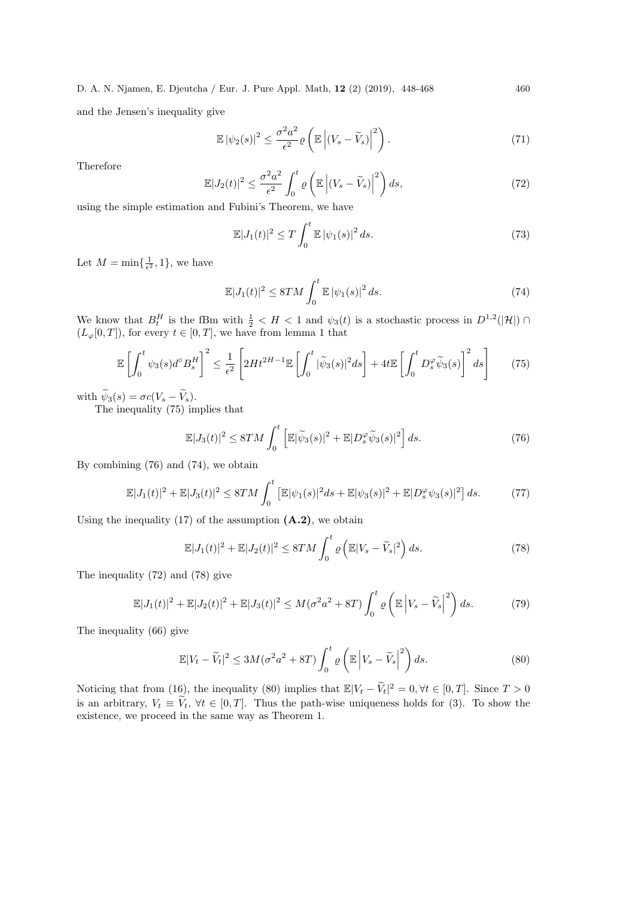and the Jensen's inequality give

$$\mathbb{E}\left|\psi_2(s)\right|^2 \leq \frac{\sigma^2 a^2}{\epsilon^2}\varrho\left(\mathbb{E}\left|(V_s - \widetilde{V}_s)\right|^2\right). \tag{71}$$

Therefore

$$\mathbb{E}|J_2(t)|^2 \leq \frac{\sigma^2 a^2}{\epsilon^2}\int_0^t \varrho\left(\mathbb{E}\left|(V_s - \widetilde{V}_s)\right|^2\right)ds, \tag{72}$$

using the simple estimation and Fubini's Theorem, we have

$$\mathbb{E}|J_1(t)|^2 \leq T\int_0^t \mathbb{E}\left|\psi_1(s)\right|^2 ds. \tag{73}$$

Let $M = \min\{\frac{1}{\epsilon^2}, 1\}$, we have

$$\mathbb{E}|J_1(t)|^2 \leq 8TM\int_0^t \mathbb{E}\left|\psi_1(s)\right|^2 ds. \tag{74}$$

We know that $B_t^H$ is the fBm with $\frac{1}{2} < H < 1$ and $\psi_3(t)$ is a stochastic process in $D^{1,2}(|\mathcal{H}|) \cap (L_\varphi[0,T])$, for every $t \in [0,T]$, we have from lemma 1 that

$$\mathbb{E}\left[\int_0^t \psi_3(s)d^\circ B_s^H\right]^2 \leq \frac{1}{\epsilon^2}\left[2Ht^{2H-1}\mathbb{E}\left[\int_0^t |\widetilde{\psi}_3(s)|^2 ds\right] + 4t\mathbb{E}\left[\int_0^t \left[D_s^\varphi \widetilde{\psi}_3(s)\right]^2 ds\right]\right. \tag{75}$$

with $\widetilde{\psi}_3(s) = \sigma c(V_s - \widetilde{V}_s)$.

The inequality (75) implies that

$$\mathbb{E}|J_3(t)|^2 \leq 8TM\int_0^t \left[\mathbb{E}|\widetilde{\psi}_3(s)|^2 + \mathbb{E}|D_s^\varphi \widetilde{\psi}_3(s)|^2\right] ds. \tag{76}$$

By combining (76) and (74), we obtain

$$\mathbb{E}|J_1(t)|^2 + \mathbb{E}|J_3(t)|^2 \leq 8TM\int_0^t \left[\mathbb{E}|\psi_1(s)|^2 ds + \mathbb{E}|\psi_3(s)|^2 + \mathbb{E}|D_s^\varphi \psi_3(s)|^2\right] ds. \tag{77}$$

Using the inequality (17) of the assumption **(A.2)**, we obtain

$$\mathbb{E}|J_1(t)|^2 + \mathbb{E}|J_2(t)|^2 \leq 8TM\int_0^t \varrho\left(\mathbb{E}|V_s - \widetilde{V}_s|^2\right) ds. \tag{78}$$

The inequality (72) and (78) give

$$\mathbb{E}|J_1(t)|^2 + \mathbb{E}|J_2(t)|^2 + \mathbb{E}|J_3(t)|^2 \leq M(\sigma^2 a^2 + 8T)\int_0^t \varrho\left(\mathbb{E}\left|V_s - \widetilde{V}_s\right|^2\right) ds. \tag{79}$$

The inequality (66) give

$$\mathbb{E}|V_t - \widetilde{V}_t|^2 \leq 3M(\sigma^2 a^2 + 8T)\int_0^t \varrho\left(\mathbb{E}\left|V_s - \widetilde{V}_s\right|^2\right) ds. \tag{80}$$

Noticing that from (16), the inequality (80) implies that $\mathbb{E}|V_t - \widetilde{V}_t|^2 = 0, \forall t \in [0,T]$. Since $T > 0$ is an arbitrary, $V_t \equiv \widetilde{V}_t$, $\forall t \in [0,T]$. Thus the path-wise uniqueness holds for (3). To show the existence, we proceed in the same way as Theorem 1.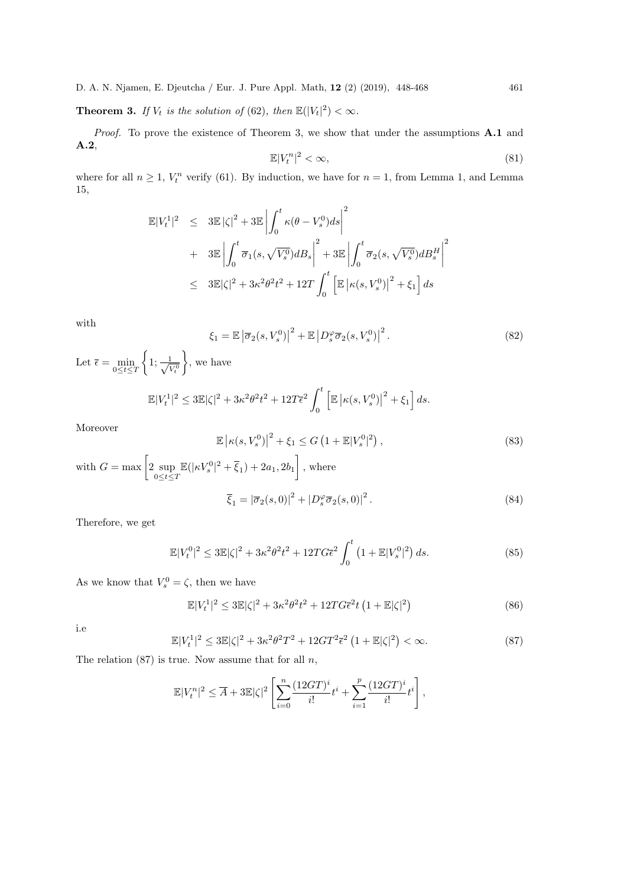**Theorem 3.** *If $V_t$ is the solution of (62), then $\mathbb{E}(|V_t|^2) < \infty$.*

*Proof.* To prove the existence of Theorem 3, we show that under the assumptions **A.1** and **A.2**,

$$\mathbb{E}|V_t^n|^2 < \infty, \tag{81}$$

where for all $n \geq 1$, $V_t^n$ verify (61). By induction, we have for $n = 1$, from Lemma 1, and Lemma 15,

$$\begin{aligned}
\mathbb{E}|V_t^1|^2 &\leq 3\mathbb{E}\left|\zeta\right|^2 + 3\mathbb{E}\left|\int_0^t \kappa(\theta - V_s^0)ds\right|^2 \\
&+ 3\mathbb{E}\left|\int_0^t \overline{\sigma}_1(s, \sqrt{V_s^0})dB_s\right|^2 + 3\mathbb{E}\left|\int_0^t \overline{\sigma}_2(s, \sqrt{V_s^0})dB_s^H\right|^2 \\
&\leq 3\mathbb{E}|\zeta|^2 + 3\kappa^2\theta^2 t^2 + 12T\int_0^t \left[\mathbb{E}\left|\kappa(s, V_s^0)\right|^2 + \xi_1\right] ds
\end{aligned}$$

with

$$\xi_1 = \mathbb{E}\left|\overline{\sigma}_2(s, V_s^0)\right|^2 + \mathbb{E}\left|D_s^{\varphi}\overline{\sigma}_2(s, V_s^0)\right|^2. \tag{82}$$

Let $\overline{\epsilon} = \min\limits_{0\leq t\leq T}\left\{1; \frac{1}{\sqrt{V_t^0}}\right\}$, we have

$$\mathbb{E}|V_t^1|^2 \leq 3\mathbb{E}|\zeta|^2 + 3\kappa^2\theta^2 t^2 + 12T\overline{\epsilon}^2\int_0^t \left[\mathbb{E}\left|\kappa(s, V_s^0)\right|^2 + \xi_1\right] ds.$$

Moreover

$$\mathbb{E}\left|\kappa(s, V_s^0)\right|^2 + \xi_1 \leq G\left(1 + \mathbb{E}|V_s^0|^2\right), \tag{83}$$

with $G = \max\left[2\sup\limits_{0\leq t\leq T}\mathbb{E}(|\kappa V_s^0|^2 + \overline{\xi}_1) + 2a_1, 2b_1\right]$, where

$$\overline{\xi}_1 = \left|\overline{\sigma}_2(s, 0)\right|^2 + \left|D_s^{\varphi}\overline{\sigma}_2(s, 0)\right|^2. \tag{84}$$

Therefore, we get

$$\mathbb{E}|V_t^0|^2 \leq 3\mathbb{E}|\zeta|^2 + 3\kappa^2\theta^2 t^2 + 12TG\overline{\epsilon}^2\int_0^t \left(1 + \mathbb{E}|V_s^0|^2\right) ds. \tag{85}$$

As we know that $V_s^0 = \zeta$, then we have

$$\mathbb{E}|V_t^1|^2 \leq 3\mathbb{E}|\zeta|^2 + 3\kappa^2\theta^2 t^2 + 12TG\overline{\epsilon}^2 t\left(1 + \mathbb{E}|\zeta|^2\right) \tag{86}$$

i.e

$$\mathbb{E}|V_t^1|^2 \leq 3\mathbb{E}|\zeta|^2 + 3\kappa^2\theta^2 T^2 + 12GT^2\overline{\epsilon}^2\left(1 + \mathbb{E}|\zeta|^2\right) < \infty. \tag{87}$$

The relation (87) is true. Now assume that for all $n$,

$$\mathbb{E}|V_t^n|^2 \leq \overline{A} + 3\mathbb{E}|\zeta|^2\left[\sum_{i=0}^{n}\frac{(12GT)^i}{i!}t^i + \sum_{i=1}^{p}\frac{(12GT)^i}{i!}t^i\right],$$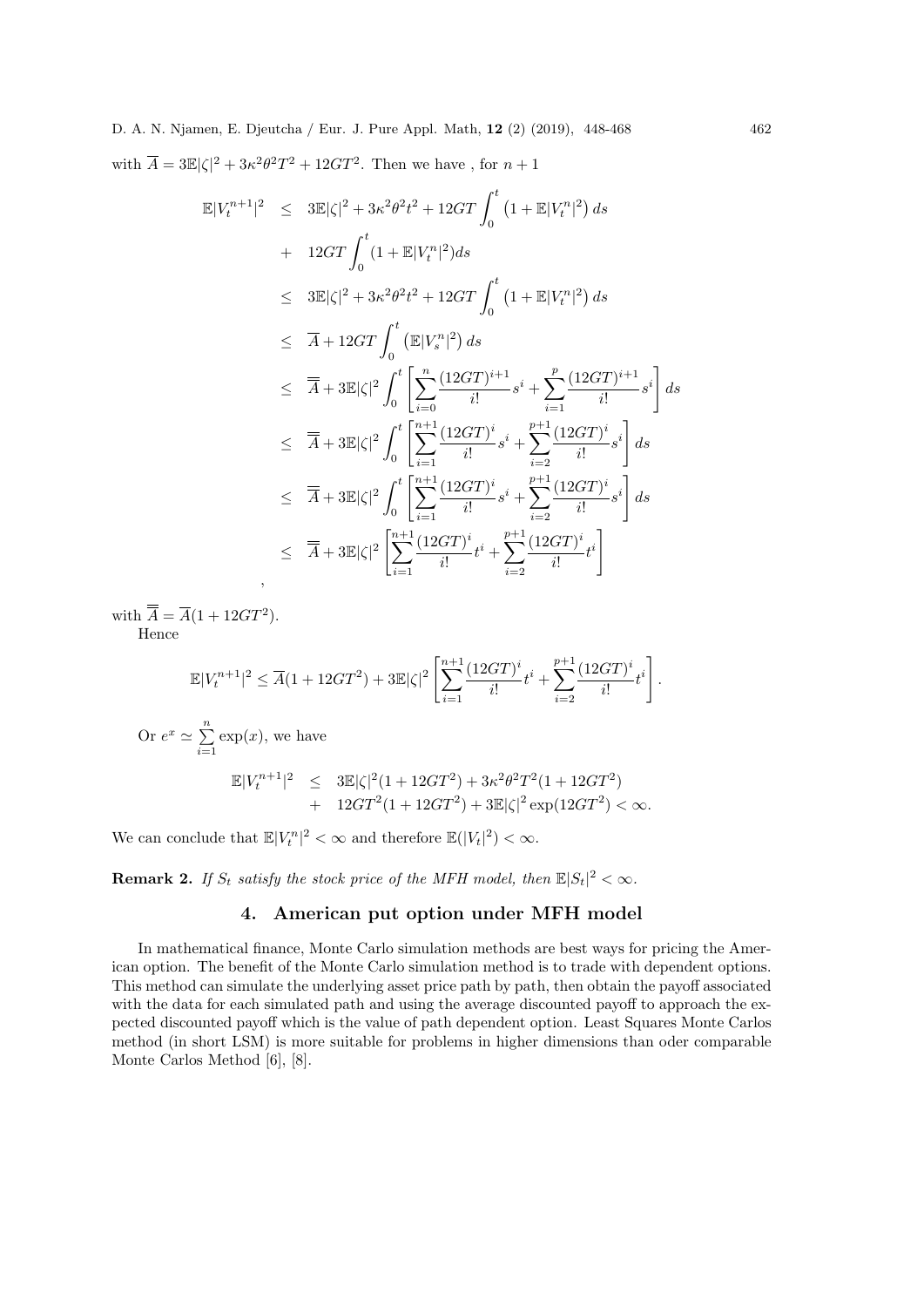with $\overline{A} = 3\mathbb{E}|\zeta|^2 + 3\kappa^2\theta^2T^2 + 12GT^2$. Then we have , for $n+1$

$$
\begin{aligned}
\mathbb{E}|V_t^{n+1}|^2 &\leq 3\mathbb{E}|\zeta|^2 + 3\kappa^2\theta^2t^2 + 12GT\int_0^t \left(1 + \mathbb{E}|V_t^n|^2\right) ds \\
&+ 12GT\int_0^t (1 + \mathbb{E}|V_t^n|^2) ds \\
&\leq 3\mathbb{E}|\zeta|^2 + 3\kappa^2\theta^2t^2 + 12GT\int_0^t \left(1 + \mathbb{E}|V_t^n|^2\right) ds \\
&\leq \overline{A} + 12GT\int_0^t \left(\mathbb{E}|V_s^n|^2\right) ds \\
&\leq \overline{\overline{A}} + 3\mathbb{E}|\zeta|^2 \int_0^t \left[\sum_{i=0}^{n} \frac{(12GT)^{i+1}}{i!} s^i + \sum_{i=1}^{p} \frac{(12GT)^{i+1}}{i!} s^i\right] ds \\
&\leq \overline{\overline{A}} + 3\mathbb{E}|\zeta|^2 \int_0^t \left[\sum_{i=1}^{n+1} \frac{(12GT)^{i}}{i!} s^i + \sum_{i=2}^{p+1} \frac{(12GT)^{i}}{i!} s^i\right] ds \\
&\leq \overline{\overline{A}} + 3\mathbb{E}|\zeta|^2 \int_0^t \left[\sum_{i=1}^{n+1} \frac{(12GT)^{i}}{i!} s^i + \sum_{i=2}^{p+1} \frac{(12GT)^{i}}{i!} s^i\right] ds \\
&\leq \overline{\overline{A}} + 3\mathbb{E}|\zeta|^2 \left[\sum_{i=1}^{n+1} \frac{(12GT)^{i}}{i!} t^i + \sum_{i=2}^{p+1} \frac{(12GT)^{i}}{i!} t^i\right]
\end{aligned},
$$

with $\overline{\overline{A}} = \overline{A}(1 + 12GT^2)$.

Hence

$$
\mathbb{E}|V_t^{n+1}|^2 \leq \overline{A}(1 + 12GT^2) + 3\mathbb{E}|\zeta|^2 \left[\sum_{i=1}^{n+1} \frac{(12GT)^{i}}{i!} t^i + \sum_{i=2}^{p+1} \frac{(12GT)^{i}}{i!} t^i\right].
$$

Or $e^x \simeq \sum_{i=1}^{n} \exp(x)$, we have

$$
\begin{aligned}
\mathbb{E}|V_t^{n+1}|^2 &\leq 3\mathbb{E}|\zeta|^2(1 + 12GT^2) + 3\kappa^2\theta^2T^2(1 + 12GT^2) \\
&+ 12GT^2(1 + 12GT^2) + 3\mathbb{E}|\zeta|^2 \exp(12GT^2) < \infty.
\end{aligned}
$$

We can conclude that $\mathbb{E}|V_t^n|^2 < \infty$ and therefore $\mathbb{E}(|V_t|^2) < \infty$.

**Remark 2.** *If $S_t$ satisfy the stock price of the MFH model, then $\mathbb{E}|S_t|^2 < \infty$.*

## 4. American put option under MFH model

In mathematical finance, Monte Carlo simulation methods are best ways for pricing the American option. The benefit of the Monte Carlo simulation method is to trade with dependent options. This method can simulate the underlying asset price path by path, then obtain the payoff associated with the data for each simulated path and using the average discounted payoff to approach the expected discounted payoff which is the value of path dependent option. Least Squares Monte Carlos method (in short LSM) is more suitable for problems in higher dimensions than oder comparable Monte Carlos Method [6], [8].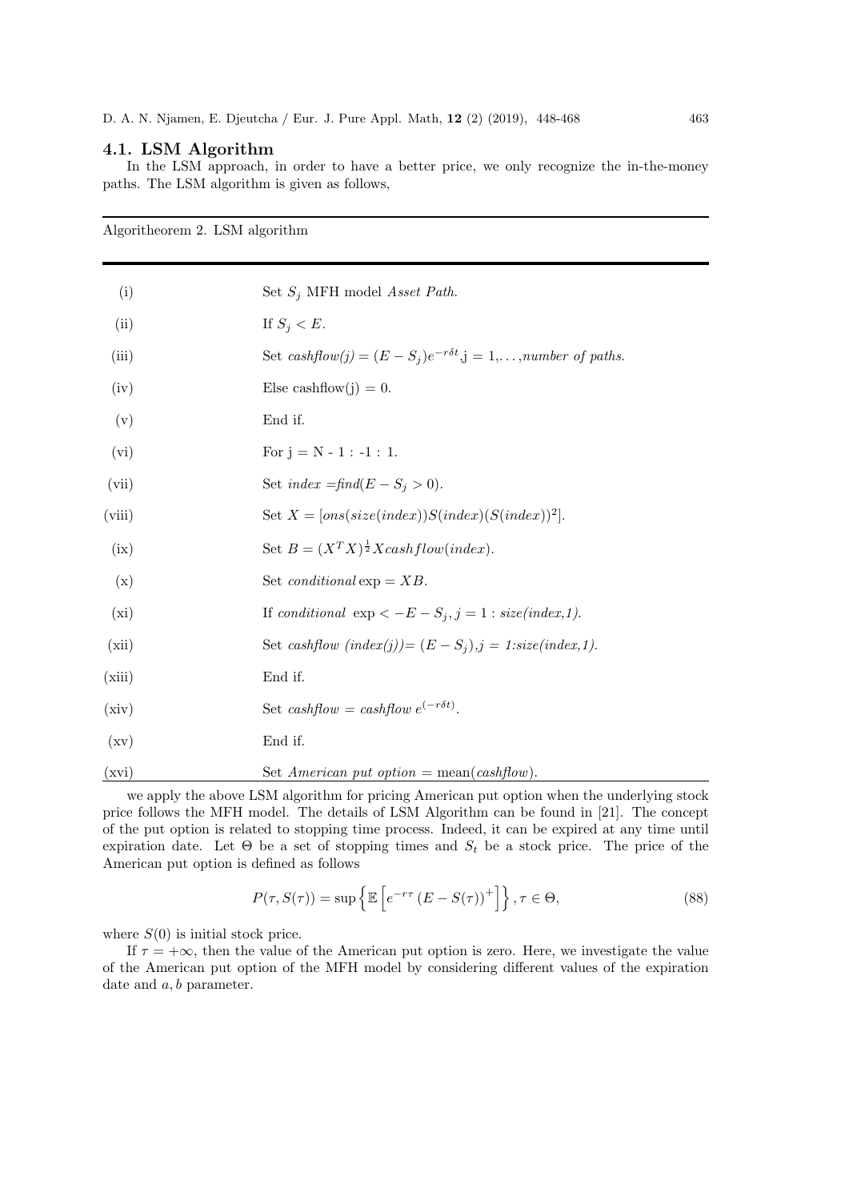### 4.1. LSM Algorithm

In the LSM approach, in order to have a better price, we only recognize the in-the-money paths. The LSM algorithm is given as follows,

Algoritheorem 2. LSM algorithm

| | |
|---|---|
| (i) | Set $S_j$ MFH model *Asset Path*. |
| (ii) | If $S_j < E$. |
| (iii) | Set *cashflow(j)* $= (E - S_j)e^{-r\delta t}$,j = 1,...,*number of paths*. |
| (iv) | Else cashflow(j) = 0. |
| (v) | End if. |
| (vi) | For j = N - 1 : -1 : 1. |
| (vii) | Set *index* =*find*$(E - S_j > 0)$. |
| (viii) | Set $X = [ons(size(index))S(index)(S(index))^2]$. |
| (ix) | Set $B = (X^T X)^{\frac{1}{2}} X cashflow(index)$. |
| (x) | Set $conditional \exp = XB$. |
| (xi) | If $conditional\ \exp < -E - S_j$, $j = 1 :$ *size(index,1)*. |
| (xii) | Set *cashflow (index(j))*= $(E - S_j)$,*j = 1:size(index,1)*. |
| (xiii) | End if. |
| (xiv) | Set *cashflow = cashflow* $e^{(-r\delta t)}$. |
| (xv) | End if. |
| (xvi) | Set *American put option* = mean(*cashflow*). |

we apply the above LSM algorithm for pricing American put option when the underlying stock price follows the MFH model. The details of LSM Algorithm can be found in [21]. The concept of the put option is related to stopping time process. Indeed, it can be expired at any time until expiration date. Let $\Theta$ be a set of stopping times and $S_t$ be a stock price. The price of the American put option is defined as follows

$$P(\tau, S(\tau)) = \sup\left\{\mathbb{E}\left[e^{-r\tau}\left(E - S(\tau)\right)^+\right]\right\}, \tau \in \Theta, \tag{88}$$

where $S(0)$ is initial stock price.

If $\tau = +\infty$, then the value of the American put option is zero. Here, we investigate the value of the American put option of the MFH model by considering different values of the expiration date and $a, b$ parameter.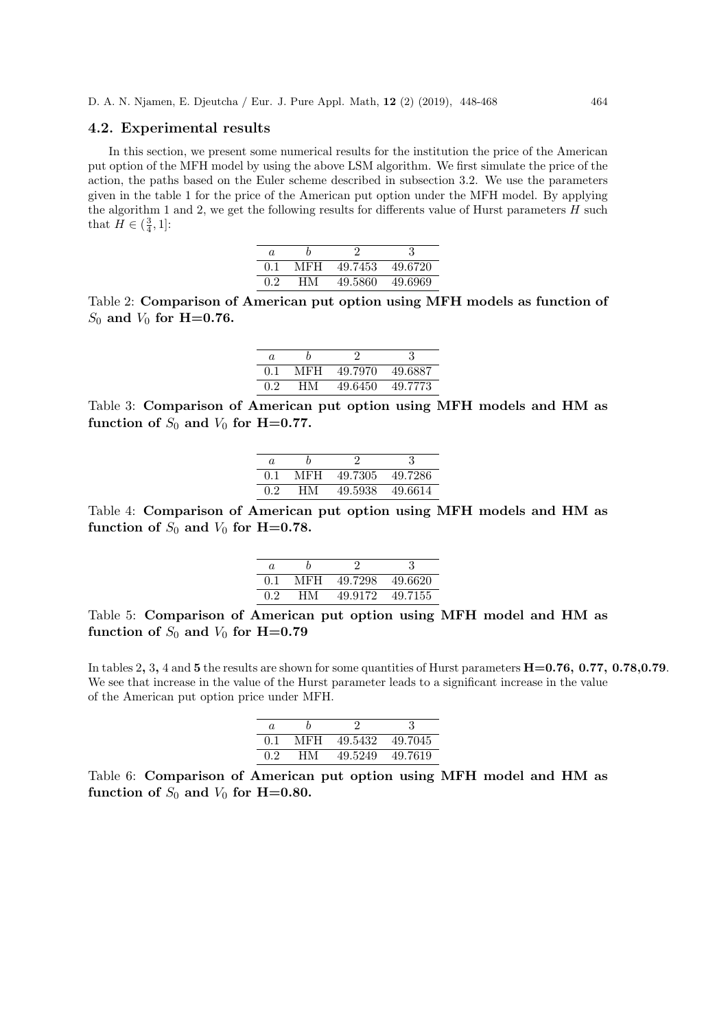### 4.2. Experimental results

In this section, we present some numerical results for the institution the price of the American put option of the MFH model by using the above LSM algorithm. We first simulate the price of the action, the paths based on the Euler scheme described in subsection 3.2. We use the parameters given in the table 1 for the price of the American put option under the MFH model. By applying the algorithm 1 and 2, we get the following results for differents value of Hurst parameters $H$ such that $H \in (\frac{3}{4}, 1]$:

| $a$ | $b$ | 2 | 3 |
|---|---|---|---|
| 0.1 | MFH | 49.7453 | 49.6720 |
| 0.2 | HM | 49.5860 | 49.6969 |

Table 2: **Comparison of American put option using MFH models as function of $S_0$ and $V_0$ for H=0.76.**

| $a$ | $b$ | 2 | 3 |
|---|---|---|---|
| 0.1 | MFH | 49.7970 | 49.6887 |
| 0.2 | HM | 49.6450 | 49.7773 |

Table 3: **Comparison of American put option using MFH models and HM as function of $S_0$ and $V_0$ for H=0.77.**

| $a$ | $b$ | 2 | 3 |
|---|---|---|---|
| 0.1 | MFH | 49.7305 | 49.7286 |
| 0.2 | HM | 49.5938 | 49.6614 |

Table 4: **Comparison of American put option using MFH models and HM as function of $S_0$ and $V_0$ for H=0.78.**

| $a$ | $b$ | 2 | 3 |
|---|---|---|---|
| 0.1 | MFH | 49.7298 | 49.6620 |
| 0.2 | HM | 49.9172 | 49.7155 |

Table 5: **Comparison of American put option using MFH model and HM as function of $S_0$ and $V_0$ for H=0.79**

In tables 2**,** 3**,** 4 and **5** the results are shown for some quantities of Hurst parameters **H=0.76, 0.77, 0.78,0.79**. We see that increase in the value of the Hurst parameter leads to a significant increase in the value of the American put option price under MFH.

| $a$ | $b$ | 2 | 3 |
|---|---|---|---|
| 0.1 | MFH | 49.5432 | 49.7045 |
| 0.2 | HM | 49.5249 | 49.7619 |

Table 6: **Comparison of American put option using MFH model and HM as function of $S_0$ and $V_0$ for H=0.80.**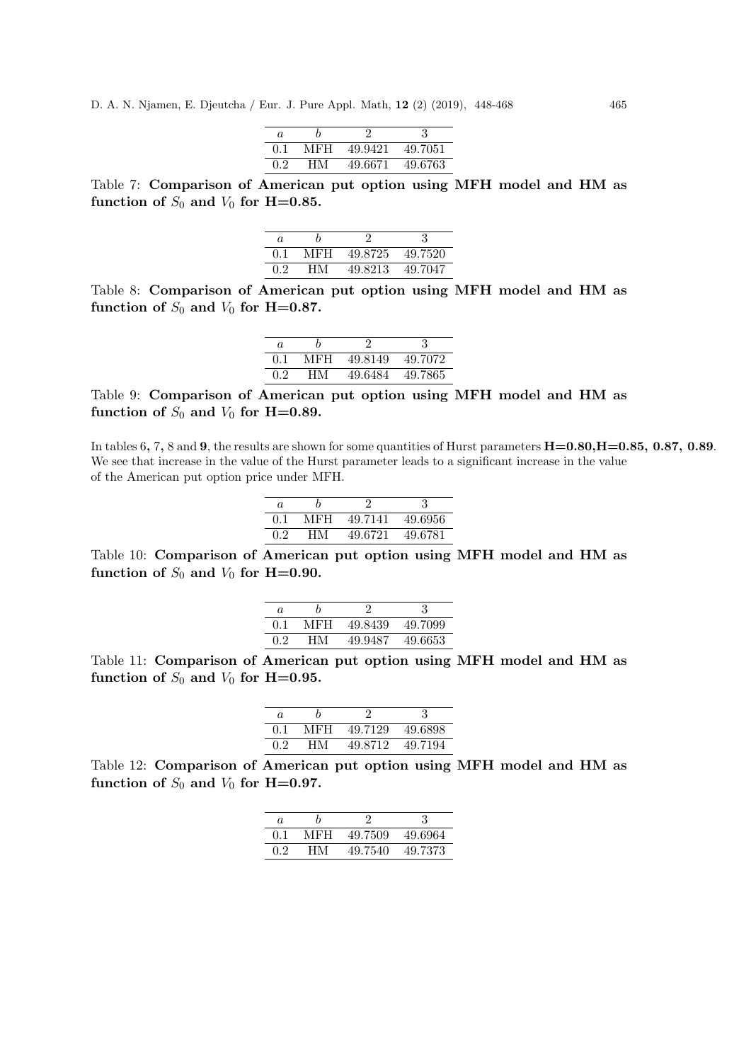| $a$ | $b$ | 2 | 3 |
|---|---|---|---|
| 0.1 | MFH | 49.9421 | 49.7051 |
| 0.2 | HM | 49.6671 | 49.6763 |

Table 7: **Comparison of American put option using MFH model and HM as function of $S_0$ and $V_0$ for H=0.85.**

| $a$ | $b$ | 2 | 3 |
|---|---|---|---|
| 0.1 | MFH | 49.8725 | 49.7520 |
| 0.2 | HM | 49.8213 | 49.7047 |

Table 8: **Comparison of American put option using MFH model and HM as function of $S_0$ and $V_0$ for H=0.87.**

| $a$ | $b$ | 2 | 3 |
|---|---|---|---|
| 0.1 | MFH | 49.8149 | 49.7072 |
| 0.2 | HM | 49.6484 | 49.7865 |

Table 9: **Comparison of American put option using MFH model and HM as function of $S_0$ and $V_0$ for H=0.89.**

In tables 6**,** 7**,** 8 and **9**, the results are shown for some quantities of Hurst parameters **H=0.80,H=0.85, 0.87, 0.89**. We see that increase in the value of the Hurst parameter leads to a significant increase in the value of the American put option price under MFH.

| $a$ | $b$ | 2 | 3 |
|---|---|---|---|
| 0.1 | MFH | 49.7141 | 49.6956 |
| 0.2 | HM | 49.6721 | 49.6781 |

Table 10: **Comparison of American put option using MFH model and HM as function of $S_0$ and $V_0$ for H=0.90.**

| $a$ | $b$ | 2 | 3 |
|---|---|---|---|
| 0.1 | MFH | 49.8439 | 49.7099 |
| 0.2 | HM | 49.9487 | 49.6653 |

Table 11: **Comparison of American put option using MFH model and HM as function of $S_0$ and $V_0$ for H=0.95.**

| $a$ | $b$ | 2 | 3 |
|---|---|---|---|
| 0.1 | MFH | 49.7129 | 49.6898 |
| 0.2 | HM | 49.8712 | 49.7194 |

Table 12: **Comparison of American put option using MFH model and HM as function of $S_0$ and $V_0$ for H=0.97.**

| $a$ | $b$ | 2 | 3 |
|---|---|---|---|
| 0.1 | MFH | 49.7509 | 49.6964 |
| 0.2 | HM | 49.7540 | 49.7373 |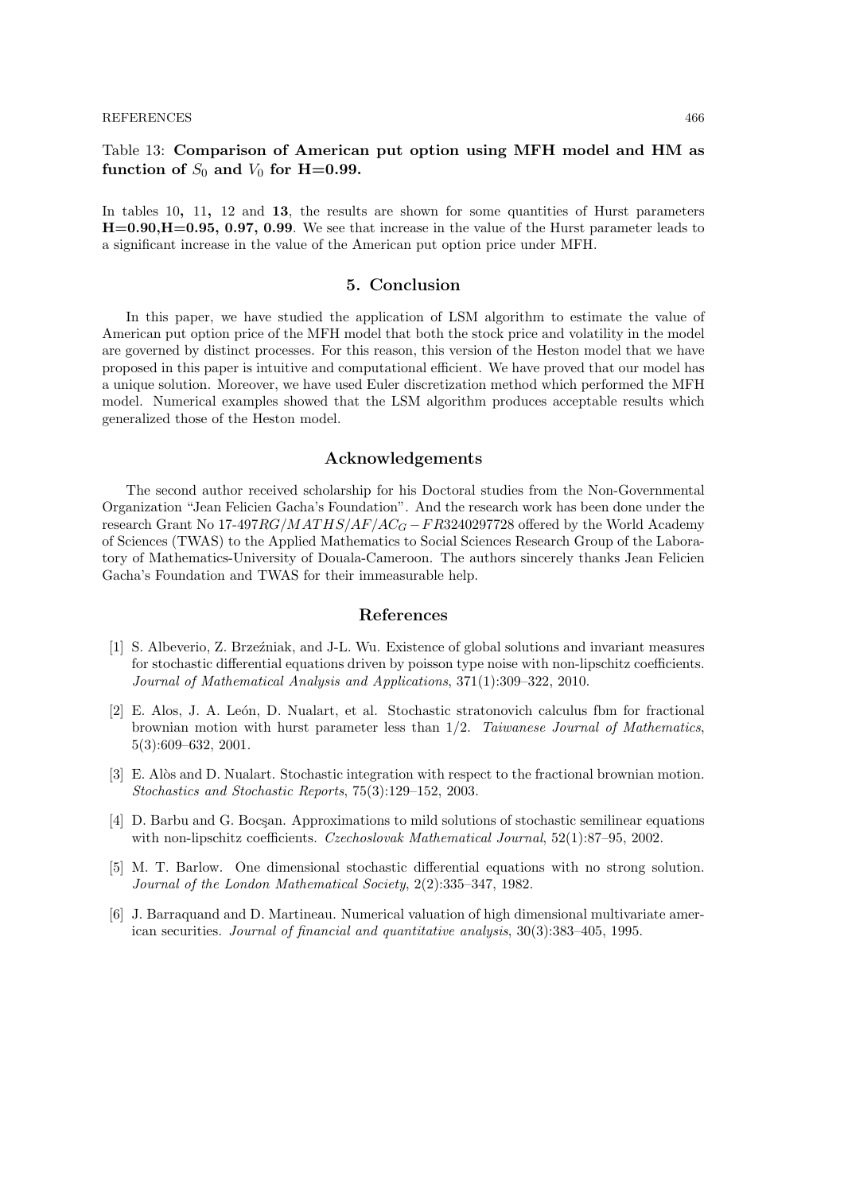Table 13: **Comparison of American put option using MFH model and HM as function of $S_0$ and $V_0$ for H=0.99.**

In tables 10**,** 11**,** 12 and **13**, the results are shown for some quantities of Hurst parameters **H=0.90,H=0.95, 0.97, 0.99**. We see that increase in the value of the Hurst parameter leads to a significant increase in the value of the American put option price under MFH.

## 5. Conclusion

In this paper, we have studied the application of LSM algorithm to estimate the value of American put option price of the MFH model that both the stock price and volatility in the model are governed by distinct processes. For this reason, this version of the Heston model that we have proposed in this paper is intuitive and computational efficient. We have proved that our model has a unique solution. Moreover, we have used Euler discretization method which performed the MFH model. Numerical examples showed that the LSM algorithm produces acceptable results which generalized those of the Heston model.

## Acknowledgements

The second author received scholarship for his Doctoral studies from the Non-Governmental Organization "Jean Felicien Gacha's Foundation". And the research work has been done under the research Grant No 17-497$RG/MATHS/AF/AC_G - FR$3240297728 offered by the World Academy of Sciences (TWAS) to the Applied Mathematics to Social Sciences Research Group of the Laboratory of Mathematics-University of Douala-Cameroon. The authors sincerely thanks Jean Felicien Gacha's Foundation and TWAS for their immeasurable help.

## References

[1] S. Albeverio, Z. Brzeźniak, and J-L. Wu. Existence of global solutions and invariant measures for stochastic differential equations driven by poisson type noise with non-lipschitz coefficients. *Journal of Mathematical Analysis and Applications*, 371(1):309–322, 2010.

[2] E. Alos, J. A. León, D. Nualart, et al. Stochastic stratonovich calculus fbm for fractional brownian motion with hurst parameter less than 1/2. *Taiwanese Journal of Mathematics*, 5(3):609–632, 2001.

[3] E. Alòs and D. Nualart. Stochastic integration with respect to the fractional brownian motion. *Stochastics and Stochastic Reports*, 75(3):129–152, 2003.

[4] D. Barbu and G. Bocşan. Approximations to mild solutions of stochastic semilinear equations with non-lipschitz coefficients. *Czechoslovak Mathematical Journal*, 52(1):87–95, 2002.

[5] M. T. Barlow. One dimensional stochastic differential equations with no strong solution. *Journal of the London Mathematical Society*, 2(2):335–347, 1982.

[6] J. Barraquand and D. Martineau. Numerical valuation of high dimensional multivariate american securities. *Journal of financial and quantitative analysis*, 30(3):383–405, 1995.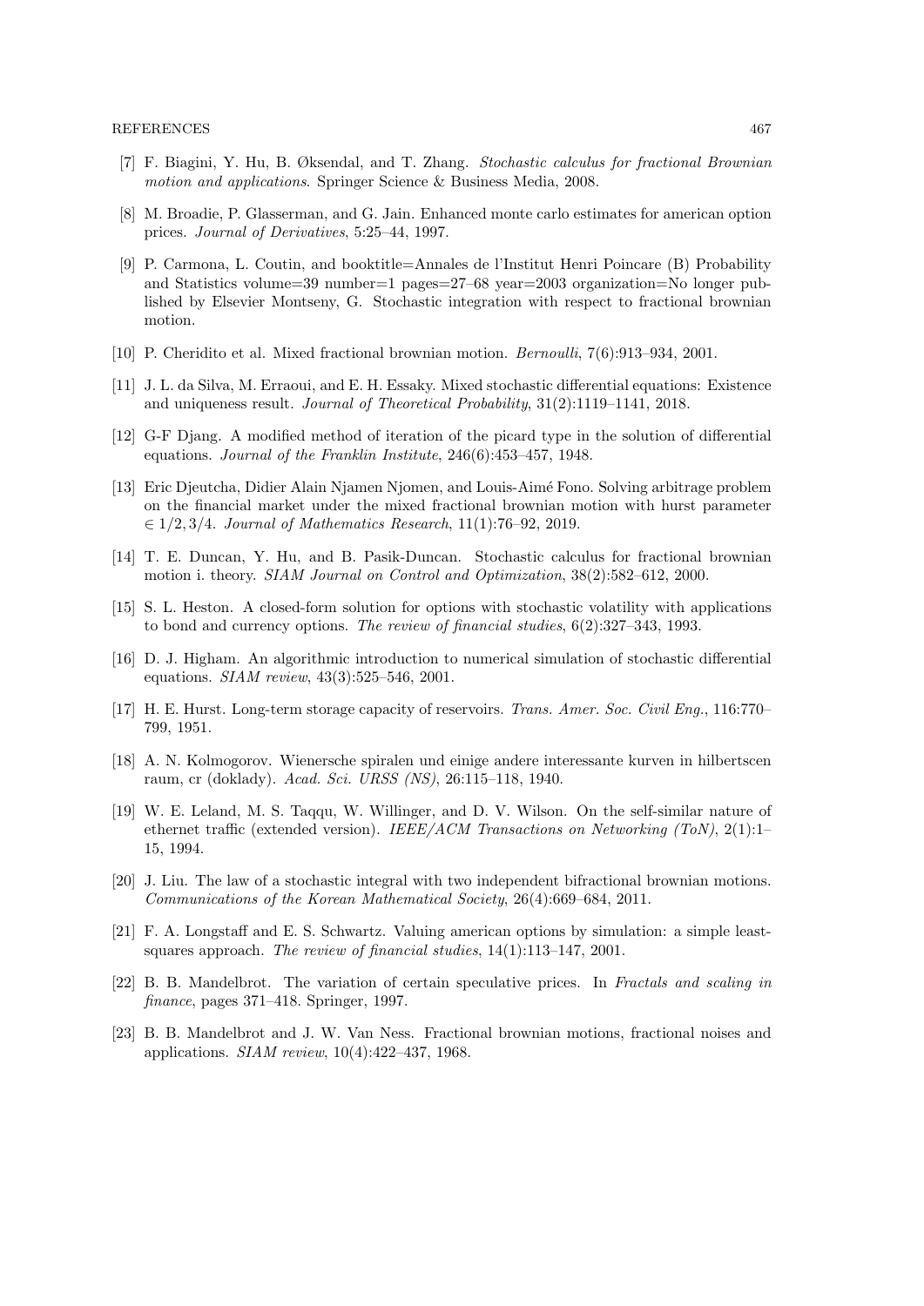[7] F. Biagini, Y. Hu, B. Øksendal, and T. Zhang. *Stochastic calculus for fractional Brownian motion and applications*. Springer Science & Business Media, 2008.

[8] M. Broadie, P. Glasserman, and G. Jain. Enhanced monte carlo estimates for american option prices. *Journal of Derivatives*, 5:25–44, 1997.

[9] P. Carmona, L. Coutin, and booktitle=Annales de l'Institut Henri Poincare (B) Probability and Statistics volume=39 number=1 pages=27–68 year=2003 organization=No longer published by Elsevier Montseny, G. Stochastic integration with respect to fractional brownian motion.

[10] P. Cheridito et al. Mixed fractional brownian motion. *Bernoulli*, 7(6):913–934, 2001.

[11] J. L. da Silva, M. Erraoui, and E. H. Essaky. Mixed stochastic differential equations: Existence and uniqueness result. *Journal of Theoretical Probability*, 31(2):1119–1141, 2018.

[12] G-F Djang. A modified method of iteration of the picard type in the solution of differential equations. *Journal of the Franklin Institute*, 246(6):453–457, 1948.

[13] Eric Djeutcha, Didier Alain Njamen Njomen, and Louis-Aimé Fono. Solving arbitrage problem on the financial market under the mixed fractional brownian motion with hurst parameter $\in 1/2, 3/4$. *Journal of Mathematics Research*, 11(1):76–92, 2019.

[14] T. E. Duncan, Y. Hu, and B. Pasik-Duncan. Stochastic calculus for fractional brownian motion i. theory. *SIAM Journal on Control and Optimization*, 38(2):582–612, 2000.

[15] S. L. Heston. A closed-form solution for options with stochastic volatility with applications to bond and currency options. *The review of financial studies*, 6(2):327–343, 1993.

[16] D. J. Higham. An algorithmic introduction to numerical simulation of stochastic differential equations. *SIAM review*, 43(3):525–546, 2001.

[17] H. E. Hurst. Long-term storage capacity of reservoirs. *Trans. Amer. Soc. Civil Eng.*, 116:770–799, 1951.

[18] A. N. Kolmogorov. Wienersche spiralen und einige andere interessante kurven in hilbertscen raum, cr (doklady). *Acad. Sci. URSS (NS)*, 26:115–118, 1940.

[19] W. E. Leland, M. S. Taqqu, W. Willinger, and D. V. Wilson. On the self-similar nature of ethernet traffic (extended version). *IEEE/ACM Transactions on Networking (ToN)*, 2(1):1–15, 1994.

[20] J. Liu. The law of a stochastic integral with two independent bifractional brownian motions. *Communications of the Korean Mathematical Society*, 26(4):669–684, 2011.

[21] F. A. Longstaff and E. S. Schwartz. Valuing american options by simulation: a simple least-squares approach. *The review of financial studies*, 14(1):113–147, 2001.

[22] B. B. Mandelbrot. The variation of certain speculative prices. In *Fractals and scaling in finance*, pages 371–418. Springer, 1997.

[23] B. B. Mandelbrot and J. W. Van Ness. Fractional brownian motions, fractional noises and applications. *SIAM review*, 10(4):422–437, 1968.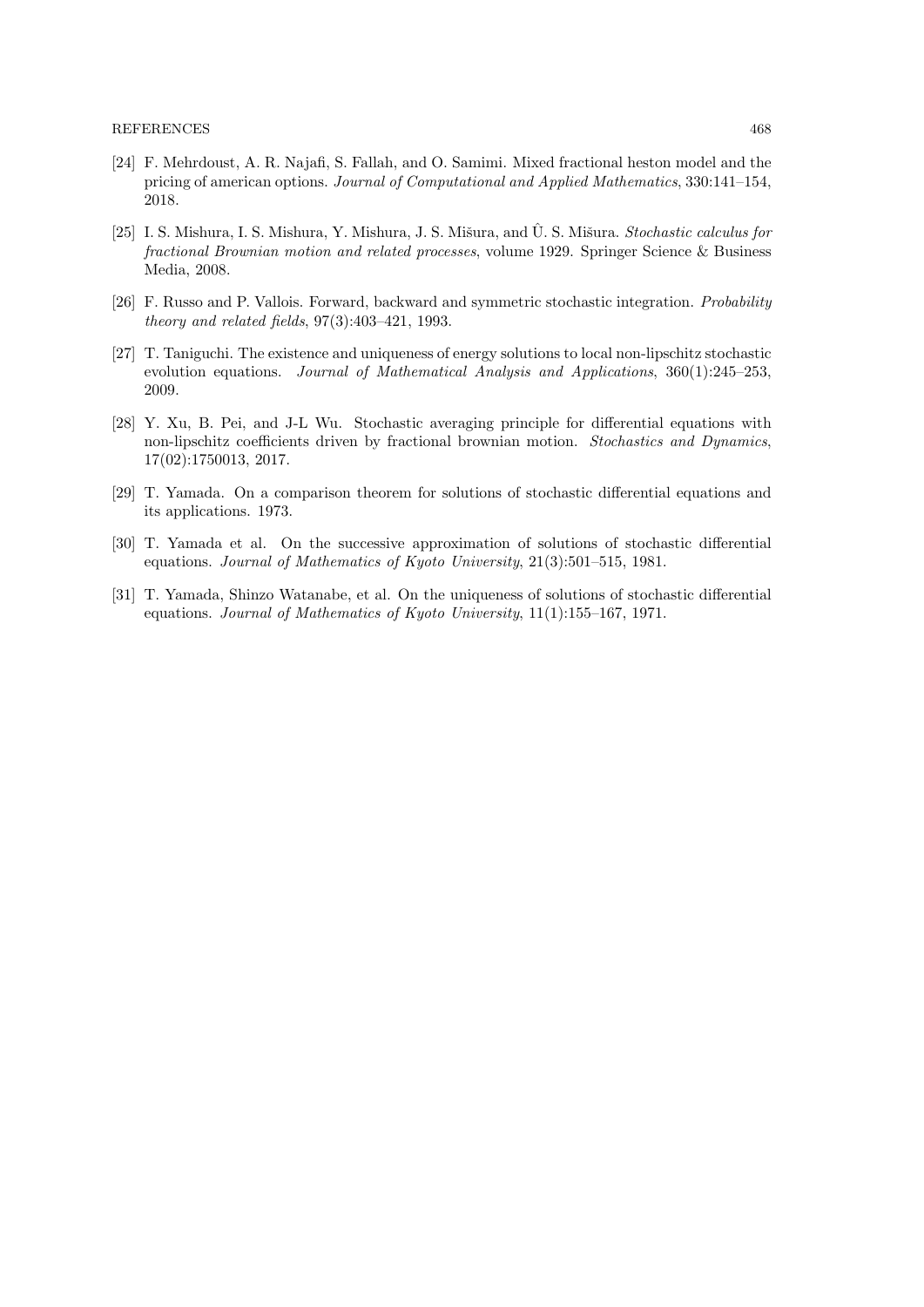[24] F. Mehrdoust, A. R. Najafi, S. Fallah, and O. Samimi. Mixed fractional heston model and the pricing of american options. *Journal of Computational and Applied Mathematics*, 330:141–154, 2018.

[25] I. S. Mishura, I. S. Mishura, Y. Mishura, J. S. Mišura, and Û. S. Mišura. *Stochastic calculus for fractional Brownian motion and related processes*, volume 1929. Springer Science & Business Media, 2008.

[26] F. Russo and P. Vallois. Forward, backward and symmetric stochastic integration. *Probability theory and related fields*, 97(3):403–421, 1993.

[27] T. Taniguchi. The existence and uniqueness of energy solutions to local non-lipschitz stochastic evolution equations. *Journal of Mathematical Analysis and Applications*, 360(1):245–253, 2009.

[28] Y. Xu, B. Pei, and J-L Wu. Stochastic averaging principle for differential equations with non-lipschitz coefficients driven by fractional brownian motion. *Stochastics and Dynamics*, 17(02):1750013, 2017.

[29] T. Yamada. On a comparison theorem for solutions of stochastic differential equations and its applications. 1973.

[30] T. Yamada et al. On the successive approximation of solutions of stochastic differential equations. *Journal of Mathematics of Kyoto University*, 21(3):501–515, 1981.

[31] T. Yamada, Shinzo Watanabe, et al. On the uniqueness of solutions of stochastic differential equations. *Journal of Mathematics of Kyoto University*, 11(1):155–167, 1971.